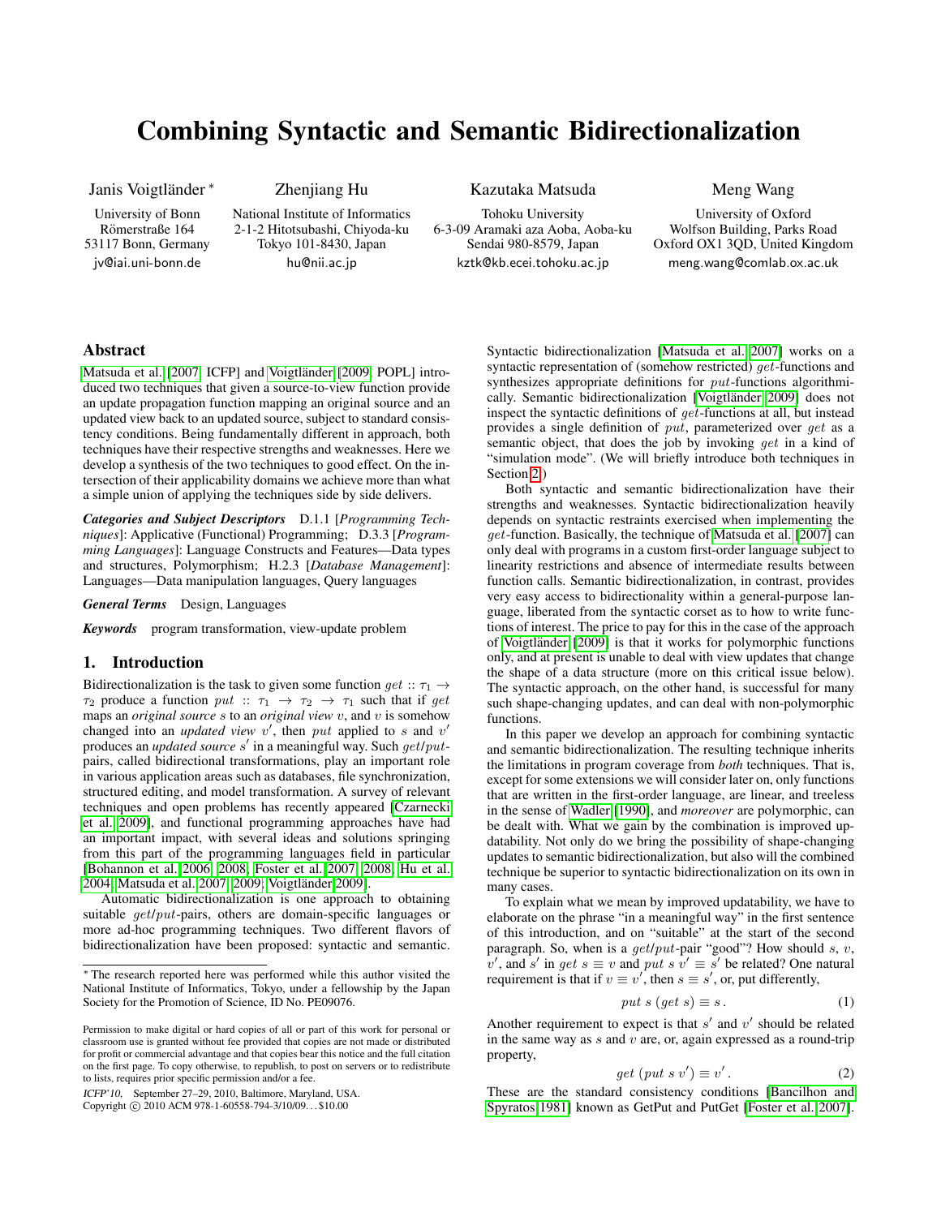# Combining Syntactic and Semantic Bidirectionalization

Janis Voigtländer [*]
University of Bonn
Römerstraße 164
53117 Bonn, Germany
jv@iai.uni-bonn.de

Zhenjiang Hu
National Institute of Informatics
2-1-2 Hitotsubashi, Chiyoda-ku
Tokyo 101-8430, Japan
hu@nii.ac.jp

Kazutaka Matsuda
Tohoku University
6-3-09 Aramaki aza Aoba, Aoba-ku
Sendai 980-8579, Japan
kztk@kb.ecei.tohoku.ac.jp

Meng Wang
University of Oxford
Wolfson Building, Parks Road
Oxford OX1 3QD, United Kingdom
meng.wang@comlab.ox.ac.uk

## Abstract

Matsuda et al. [2007, ICFP] and Voigtländer [2009, POPL] introduced two techniques that given a source-to-view function provide an update propagation function mapping an original source and an updated view back to an updated source, subject to standard consistency conditions. Being fundamentally different in approach, both techniques have their respective strengths and weaknesses. Here we develop a synthesis of the two techniques to good effect. On the intersection of their applicability domains we achieve more than what a simple union of applying the techniques side by side delivers.

***Categories and Subject Descriptors*** D.1.1 [*Programming Techniques*]: Applicative (Functional) Programming; D.3.3 [*Programming Languages*]: Language Constructs and Features—Data types and structures, Polymorphism; H.2.3 [*Database Management*]: Languages—Data manipulation languages, Query languages

***General Terms*** Design, Languages

***Keywords*** program transformation, view-update problem

## 1. Introduction

Bidirectionalization is the task to given some function $get :: \tau_1 \rightarrow \tau_2$ produce a function $put :: \tau_1 \rightarrow \tau_2 \rightarrow \tau_1$ such that if $get$ maps an *original source* $s$ to an *original view* $v$, and $v$ is somehow changed into an *updated view* $v'$, then $put$ applied to $s$ and $v'$ produces an *updated source* $s'$ in a meaningful way. Such $get/put$-pairs, called bidirectional transformations, play an important role in various application areas such as databases, file synchronization, structured editing, and model transformation. A survey of relevant techniques and open problems has recently appeared [Czarnecki et al. 2009], and functional programming approaches have had an important impact, with several ideas and solutions springing from this part of the programming languages field in particular [Bohannon et al. 2006, 2008; Foster et al. 2007, 2008; Hu et al. 2004; Matsuda et al. 2007, 2009; Voigtländer 2009].

Automatic bidirectionalization is one approach to obtaining suitable $get/put$-pairs, others are domain-specific languages or more ad-hoc programming techniques. Two different flavors of bidirectionalization have been proposed: syntactic and semantic. Syntactic bidirectionalization [Matsuda et al. 2007] works on a syntactic representation of (somehow restricted) $get$-functions and synthesizes appropriate definitions for $put$-functions algorithmically. Semantic bidirectionalization [Voigtländer 2009] does not inspect the syntactic definitions of $get$-functions at all, but instead provides a single definition of $put$, parameterized over $get$ as a semantic object, that does the job by invoking $get$ in a kind of "simulation mode". (We will briefly introduce both techniques in Section 2.)

Both syntactic and semantic bidirectionalization have their strengths and weaknesses. Syntactic bidirectionalization heavily depends on syntactic restraints exercised when implementing the $get$-function. Basically, the technique of Matsuda et al. [2007] can only deal with programs in a custom first-order language subject to linearity restrictions and absence of intermediate results between function calls. Semantic bidirectionalization, in contrast, provides very easy access to bidirectionality within a general-purpose language, liberated from the syntactic corset as to how to write functions of interest. The price to pay for this in the case of the approach of Voigtländer [2009] is that it works for polymorphic functions only, and at present is unable to deal with view updates that change the shape of a data structure (more on this critical issue below). The syntactic approach, on the other hand, is successful for many such shape-changing updates, and can deal with non-polymorphic functions.

In this paper we develop an approach for combining syntactic and semantic bidirectionalization. The resulting technique inherits the limitations in program coverage from *both* techniques. That is, except for some extensions we will consider later on, only functions that are written in the first-order language, are linear, and treeless in the sense of Wadler [1990], and *moreover* are polymorphic, can be dealt with. What we gain by the combination is improved updatability. Not only do we bring the possibility of shape-changing updates to semantic bidirectionalization, but also will the combined technique be superior to syntactic bidirectionalization on its own in many cases.

To explain what we mean by improved updatability, we have to elaborate on the phrase "in a meaningful way" in the first sentence of this introduction, and on "suitable" at the start of the second paragraph. So, when is a $get/put$-pair "good"? How should $s$, $v$, $v'$, and $s'$ in $get\ s \equiv v$ and $put\ s\ v' \equiv s'$ be related? One natural requirement is that if $v \equiv v'$, then $s \equiv s'$, or, put differently,

$$put\ s\ (get\ s) \equiv s\,. \tag{1}$$

Another requirement to expect is that $s'$ and $v'$ should be related in the same way as $s$ and $v$ are, or, again expressed as a round-trip property,

$$get\ (put\ s\ v') \equiv v'\,. \tag{2}$$

These are the standard consistency conditions [Bancilhon and Spyratos 1981] known as GetPut and PutGet [Foster et al. 2007].

[*] The research reported here was performed while this author visited the National Institute of Informatics, Tokyo, under a fellowship by the Japan Society for the Promotion of Science, ID No. PE09076.

Permission to make digital or hard copies of all or part of this work for personal or classroom use is granted without fee provided that copies are not made or distributed for profit or commercial advantage and that copies bear this notice and the full citation on the first page. To copy otherwise, to republish, to post on servers or to redistribute to lists, requires prior specific permission and/or a fee.

*ICFP'10,* September 27–29, 2010, Baltimore, Maryland, USA.
Copyright © 2010 ACM 978-1-60558-794-3/10/09...$10.00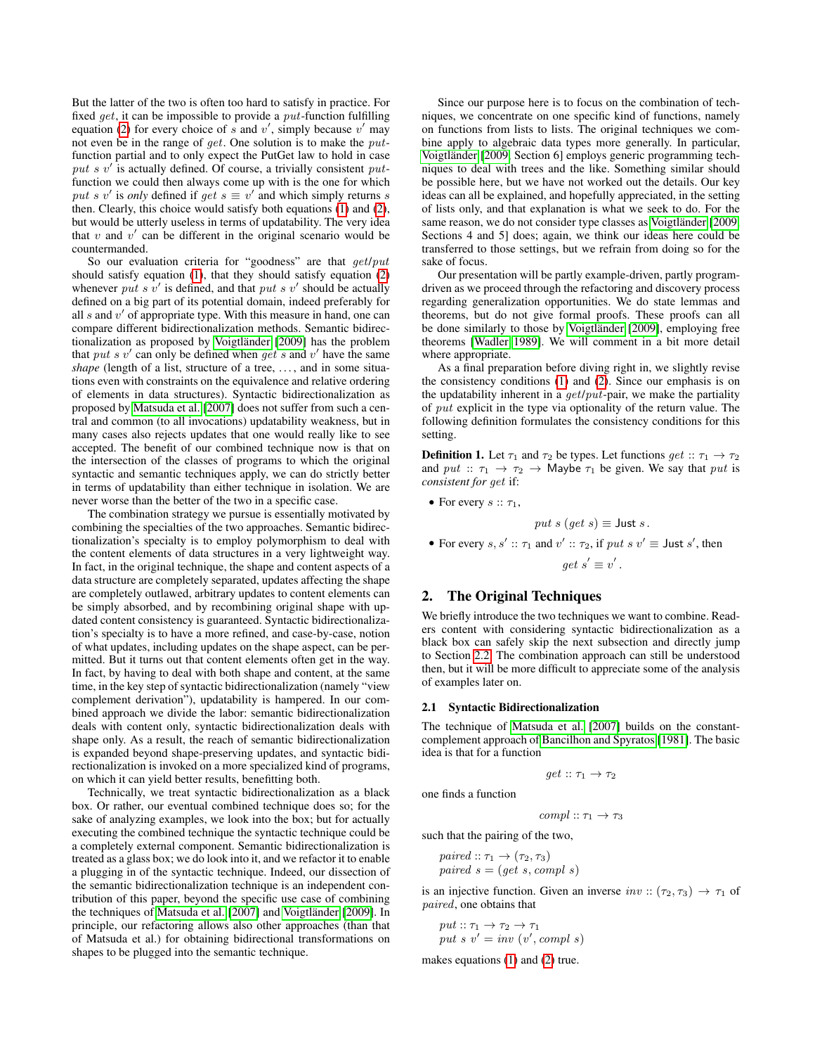But the latter of the two is often too hard to satisfy in practice. For fixed $get$, it can be impossible to provide a $put$-function fulfilling equation (2) for every choice of $s$ and $v'$, simply because $v'$ may not even be in the range of $get$. One solution is to make the $put$-function partial and to only expect the PutGet law to hold in case $put\ s\ v'$ is actually defined. Of course, a trivially consistent $put$-function we could then always come up with is the one for which $put\ s\ v'$ is *only* defined if $get\ s \equiv v'$ and which simply returns $s$ then. Clearly, this choice would satisfy both equations (1) and (2), but would be utterly useless in terms of updatability. The very idea that $v$ and $v'$ can be different in the original scenario would be countermanded.

So our evaluation criteria for "goodness" are that $get$/$put$ should satisfy equation (1), that they should satisfy equation (2) whenever $put\ s\ v'$ is defined, and that $put\ s\ v'$ should be actually defined on a big part of its potential domain, indeed preferably for all $s$ and $v'$ of appropriate type. With this measure in hand, one can compare different bidirectionalization methods. Semantic bidirectionalization as proposed by Voigtländer [2009] has the problem that $put\ s\ v'$ can only be defined when $get\ s$ and $v'$ have the same *shape* (length of a list, structure of a tree, ..., and in some situations even with constraints on the equivalence and relative ordering of elements in data structures). Syntactic bidirectionalization as proposed by Matsuda et al. [2007] does not suffer from such a central and common (to all invocations) updatability weakness, but in many cases also rejects updates that one would really like to see accepted. The benefit of our combined technique now is that on the intersection of the classes of programs to which the original syntactic and semantic techniques apply, we can do strictly better in terms of updatability than either technique in isolation. We are never worse than the better of the two in a specific case.

The combination strategy we pursue is essentially motivated by combining the specialties of the two approaches. Semantic bidirectionalization's specialty is to employ polymorphism to deal with the content elements of data structures in a very lightweight way. In fact, in the original technique, the shape and content aspects of a data structure are completely separated, updates affecting the shape are completely outlawed, arbitrary updates to content elements can be simply absorbed, and by recombining original shape with updated content consistency is guaranteed. Syntactic bidirectionalization's specialty is to have a more refined, and case-by-case, notion of what updates, including updates on the shape aspect, can be permitted. But it turns out that content elements often get in the way. In fact, by having to deal with both shape and content, at the same time, in the key step of syntactic bidirectionalization (namely "view complement derivation"), updatability is hampered. In our combined approach we divide the labor: semantic bidirectionalization deals with content only, syntactic bidirectionalization deals with shape only. As a result, the reach of semantic bidirectionalization is expanded beyond shape-preserving updates, and syntactic bidirectionalization is invoked on a more specialized kind of programs, on which it can yield better results, benefitting both.

Technically, we treat syntactic bidirectionalization as a black box. Or rather, our eventual combined technique does so; for the sake of analyzing examples, we look into the box; but for actually executing the combined technique the syntactic technique could be a completely external component. Semantic bidirectionalization is treated as a glass box; we do look into it, and we refactor it to enable a plugging in of the syntactic technique. Indeed, our dissection of the semantic bidirectionalization technique is an independent contribution of this paper, beyond the specific use case of combining the techniques of Matsuda et al. [2007] and Voigtländer [2009]. In principle, our refactoring allows also other approaches (than that of Matsuda et al.) for obtaining bidirectional transformations on shapes to be plugged into the semantic technique.

Since our purpose here is to focus on the combination of techniques, we concentrate on one specific kind of functions, namely on functions from lists to lists. The original techniques we combine apply to algebraic data types more generally. In particular, Voigtländer [2009, Section 6] employs generic programming techniques to deal with trees and the like. Something similar should be possible here, but we have not worked out the details. Our key ideas can all be explained, and hopefully appreciated, in the setting of lists only, and that explanation is what we seek to do. For the same reason, we do not consider type classes as Voigtländer [2009, Sections 4 and 5] does; again, we think our ideas here could be transferred to those settings, but we refrain from doing so for the sake of focus.

Our presentation will be partly example-driven, partly program-driven as we proceed through the refactoring and discovery process regarding generalization opportunities. We do state lemmas and theorems, but do not give formal proofs. These proofs can all be done similarly to those by Voigtländer [2009], employing free theorems [Wadler 1989]. We will comment in a bit more detail where appropriate.

As a final preparation before diving right in, we slightly revise the consistency conditions (1) and (2). Since our emphasis is on the updatability inherent in a $get$/$put$-pair, we make the partiality of $put$ explicit in the type via optionality of the return value. The following definition formulates the consistency conditions for this setting.

**Definition 1.** Let $\tau_1$ and $\tau_2$ be types. Let functions $get :: \tau_1 \rightarrow \tau_2$ and $put :: \tau_1 \rightarrow \tau_2 \rightarrow \mathsf{Maybe}\ \tau_1$ be given. We say that $put$ is *consistent for* $get$ if:

- For every $s :: \tau_1$,

$$put\ s\ (get\ s) \equiv \mathsf{Just}\ s\,.$$

- For every $s, s' :: \tau_1$ and $v' :: \tau_2$, if $put\ s\ v' \equiv \mathsf{Just}\ s'$, then

$$get\ s' \equiv v'\,.$$

## 2. The Original Techniques

We briefly introduce the two techniques we want to combine. Readers content with considering syntactic bidirectionalization as a black box can safely skip the next subsection and directly jump to Section 2.2. The combination approach can still be understood then, but it will be more difficult to appreciate some of the analysis of examples later on.

### 2.1 Syntactic Bidirectionalization

The technique of Matsuda et al. [2007] builds on the constant-complement approach of Bancilhon and Spyratos [1981]. The basic idea is that for a function

$$get :: \tau_1 \rightarrow \tau_2$$

one finds a function

$$compl :: \tau_1 \rightarrow \tau_3$$

such that the pairing of the two,

$$\begin{aligned}
&paired :: \tau_1 \rightarrow (\tau_2, \tau_3)\\
&paired\ s = (get\ s, compl\ s)
\end{aligned}$$

is an injective function. Given an inverse $inv :: (\tau_2, \tau_3) \rightarrow \tau_1$ of $paired$, one obtains that

$$\begin{aligned}
&put :: \tau_1 \rightarrow \tau_2 \rightarrow \tau_1\\
&put\ s\ v' = inv\ (v', compl\ s)
\end{aligned}$$

makes equations (1) and (2) true.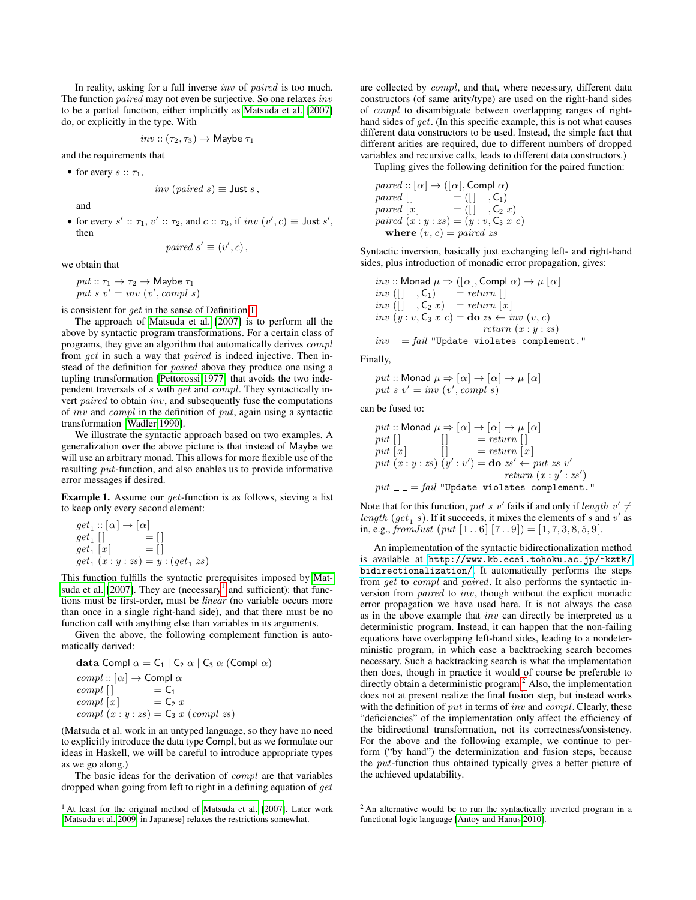In reality, asking for a full inverse $inv$ of $paired$ is too much. The function $paired$ may not even be surjective. So one relaxes $inv$ to be a partial function, either implicitly as Matsuda et al. [2007] do, or explicitly in the type. With

$$inv :: (\tau_2, \tau_3) \rightarrow \mathsf{Maybe}\ \tau_1$$

and the requirements that

- for every $s :: \tau_1$,

$$inv\ (paired\ s) \equiv \mathsf{Just}\ s\,,$$

  and

- for every $s' :: \tau_1$, $v' :: \tau_2$, and $c :: \tau_3$, if $inv\ (v', c) \equiv \mathsf{Just}\ s'$, then

$$paired\ s' \equiv (v', c)\,,$$

we obtain that

$$
\begin{array}{l}
put :: \tau_1 \rightarrow \tau_2 \rightarrow \mathsf{Maybe}\ \tau_1 \\
put\ s\ v' = inv\ (v', compl\ s)
\end{array}
$$

is consistent for $get$ in the sense of Definition 1.

The approach of Matsuda et al. [2007] is to perform all the above by syntactic program transformations. For a certain class of programs, they give an algorithm that automatically derives $compl$ from $get$ in such a way that $paired$ is indeed injective. Then instead of the definition for $paired$ above they produce one using a tupling transformation [Pettorossi 1977] that avoids the two independent traversals of $s$ with $get$ and $compl$. They syntactically invert $paired$ to obtain $inv$, and subsequently fuse the computations of $inv$ and $compl$ in the definition of $put$, again using a syntactic transformation [Wadler 1990].

We illustrate the syntactic approach based on two examples. A generalization over the above picture is that instead of Maybe we will use an arbitrary monad. This allows for more flexible use of the resulting $put$-function, and also enables us to provide informative error messages if desired.

**Example 1.** Assume our $get$-function is as follows, sieving a list to keep only every second element:

$$
\begin{array}{lcl}
get_1 :: [\alpha] \rightarrow [\alpha] & & \\
get_1\ [\,] & = & [\,] \\
get_1\ [x] & = & [\,] \\
get_1\ (x : y : zs) & = & y : (get_1\ zs)
\end{array}
$$

This function fulfills the syntactic prerequisites imposed by Matsuda et al. [2007]. They are (necessary[1] and sufficient): that functions must be first-order, must be *linear* (no variable occurs more than once in a single right-hand side), and that there must be no function call with anything else than variables in its arguments.

Given the above, the following complement function is automatically derived:

$$
\begin{array}{l}
\mathbf{data}\ \mathsf{Compl}\ \alpha = \mathsf{C}_1 \mid \mathsf{C}_2\ \alpha \mid \mathsf{C}_3\ \alpha\ (\mathsf{Compl}\ \alpha) \\
compl :: [\alpha] \rightarrow \mathsf{Compl}\ \alpha \\
compl\ [\,] \qquad\quad\;\; = \mathsf{C}_1 \\
compl\ [x] \qquad\quad\; = \mathsf{C}_2\ x \\
compl\ (x : y : zs) = \mathsf{C}_3\ x\ (compl\ zs)
\end{array}
$$

(Matsuda et al. work in an untyped language, so they have no need to explicitly introduce the data type Compl, but as we formulate our ideas in Haskell, we will be careful to introduce appropriate types as we go along.)

The basic ideas for the derivation of $compl$ are that variables dropped when going from left to right in a defining equation of $get$ are collected by $compl$, and that, where necessary, different data constructors (of same arity/type) are used on the right-hand sides of $compl$ to disambiguate between overlapping ranges of right-hand sides of $get$. (In this specific example, this is not what causes different data constructors to be used. Instead, the simple fact that different arities are required, due to different numbers of dropped variables and recursive calls, leads to different data constructors.)

Tupling gives the following definition for the paired function:

$$
\begin{array}{l}
paired :: [\alpha] \rightarrow ([\alpha], \mathsf{Compl}\ \alpha) \\
paired\ [\,] \qquad\quad\;\; = ([\,] \quad, \mathsf{C}_1) \\
paired\ [x] \qquad\quad\; = ([\,] \quad, \mathsf{C}_2\ x) \\
paired\ (x : y : zs) = (y : v, \mathsf{C}_3\ x\ c) \\
\quad \mathbf{where}\ (v, c) = paired\ zs
\end{array}
$$

Syntactic inversion, basically just exchanging left- and right-hand sides, plus introduction of monadic error propagation, gives:

$$
\begin{array}{l}
inv :: \mathsf{Monad}\ \mu \Rightarrow ([\alpha], \mathsf{Compl}\ \alpha) \rightarrow \mu\ [\alpha] \\
inv\ ([\,] \quad, \mathsf{C}_1) \qquad = return\ [\,] \\
inv\ ([\,] \quad, \mathsf{C}_2\ x) \quad\; = return\ [x] \\
inv\ (y : v, \mathsf{C}_3\ x\ c) = \mathbf{do}\ zs \leftarrow inv\ (v, c) \\
\qquad\qquad\qquad\qquad\qquad\;\; return\ (x : y : zs) \\
inv\ \_ = fail\ \texttt{"Update violates complement."}
\end{array}
$$

Finally,

$$
\begin{array}{l}
put :: \mathsf{Monad}\ \mu \Rightarrow [\alpha] \rightarrow [\alpha] \rightarrow \mu\ [\alpha] \\
put\ s\ v' = inv\ (v', compl\ s)
\end{array}
$$

can be fused to:

$$
\begin{array}{l}
put :: \mathsf{Monad}\ \mu \Rightarrow [\alpha] \rightarrow [\alpha] \rightarrow \mu\ [\alpha] \\
put\ [\,] \qquad\qquad [\,] \qquad\; = return\ [\,] \\
put\ [x] \qquad\quad\;\; [\,] \qquad\; = return\ [x] \\
put\ (x : y : zs)\ (y' : v') = \mathbf{do}\ zs' \leftarrow put\ zs\ v' \\
\qquad\qquad\qquad\qquad\qquad\quad\; return\ (x : y' : zs') \\
put\ \_\ \_ = fail\ \texttt{"Update violates complement."}
\end{array}
$$

Note that for this function, $put\ s\ v'$ fails if and only if $length\ v' \not\equiv length\ (get_1\ s)$. If it succeeds, it mixes the elements of $s$ and $v'$ as in, e.g., $fromJust\ (put\ [1\,..\,6]\ [7\,..\,9]) = [1, 7, 3, 8, 5, 9]$.

An implementation of the syntactic bidirectionalization method is available at `http://www.kb.ecei.tohoku.ac.jp/~kztk/bidirectionalization/`. It automatically performs the steps from $get$ to $compl$ and $paired$. It also performs the syntactic inversion from $paired$ to $inv$, though without the explicit monadic error propagation we have used here. It is not always the case as in the above example that $inv$ can directly be interpreted as a deterministic program. Instead, it can happen that the non-failing equations have overlapping left-hand sides, leading to a nondeterministic program, in which case a backtracking search becomes necessary. Such a backtracking search is what the implementation then does, though in practice it would of course be preferable to directly obtain a deterministic program.[2] Also, the implementation does not at present realize the final fusion step, but instead works with the definition of $put$ in terms of $inv$ and $compl$. Clearly, these "deficiencies" of the implementation only affect the efficiency of the bidirectional transformation, not its correctness/consistency. For the above and the following example, we continue to perform ("by hand") the determinization and fusion steps, because the $put$-function thus obtained typically gives a better picture of the achieved updatability.

[1] At least for the original method of Matsuda et al. [2007]. Later work [Matsuda et al. 2009] in Japanese] relaxes the restrictions somewhat.

[2] An alternative would be to run the syntactically inverted program in a functional logic language [Antoy and Hanus 2010].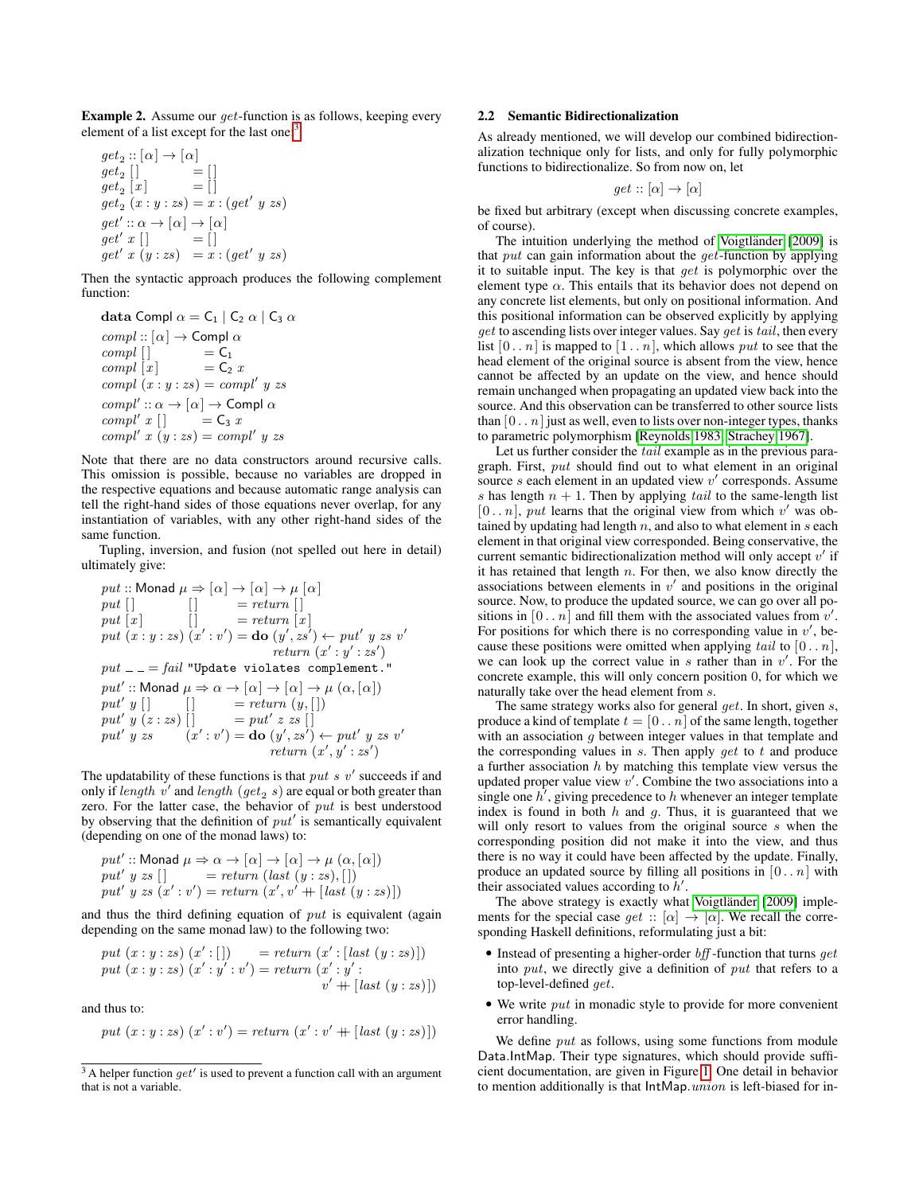**Example 2.** Assume our *get*-function is as follows, keeping every element of a list except for the last one:[3]

```
get_2 :: [α] → [α]
get_2 []           = []
get_2 [x]          = []
get_2 (x : y : zs) = x : (get' y zs)
get' :: α → [α] → [α]
get' x []       = []
get' x (y : zs) = x : (get' y zs)
```

Then the syntactic approach produces the following complement function:

```
data Compl α = C_1 | C_2 α | C_3 α
compl :: [α] → Compl α
compl []           = C_1
compl [x]          = C_2 x
compl (x : y : zs) = compl' y zs
compl' :: α → [α] → Compl α
compl' x []       = C_3 x
compl' x (y : zs) = compl' y zs
```

Note that there are no data constructors around recursive calls. This omission is possible, because no variables are dropped in the respective equations and because automatic range analysis can tell the right-hand sides of those equations never overlap, for any instantiation of variables, with any other right-hand sides of the same function.

Tupling, inversion, and fusion (not spelled out here in detail) ultimately give:

```
put :: Monad μ ⇒ [α] → [α] → μ [α]
put []           []       = return []
put [x]          []       = return [x]
put (x : y : zs) (x' : v') = do (y', zs') ← put' y zs v'
                                return (x' : y' : zs')
put _ _ = fail "Update violates complement."
put' :: Monad μ ⇒ α → [α] → [α] → μ (α, [α])
put' y []       []       = return (y, [])
put' y (z : zs) []       = put' z zs []
put' y zs       (x' : v') = do (y', zs') ← put' y zs v'
                               return (x', y' : zs')
```

The updatability of these functions is that $put\ s\ v'$ succeeds if and only if $length\ v'$ and $length\ (get_2\ s)$ are equal or both greater than zero. For the latter case, the behavior of $put$ is best understood by observing that the definition of $put'$ is semantically equivalent (depending on one of the monad laws) to:

```
put' :: Monad μ ⇒ α → [α] → [α] → μ (α, [α])
put' y zs []        = return (last (y : zs), [])
put' y zs (x' : v') = return (x', v' ++ [last (y : zs)])
```

and thus the third defining equation of $put$ is equivalent (again depending on the same monad law) to the following two:

```
put (x : y : zs) (x' : [])      = return (x' : [last (y : zs)])
put (x : y : zs) (x' : y' : v') = return (x' : y' :
                                          v' ++ [last (y : zs)])
```

and thus to:

```
put (x : y : zs) (x' : v') = return (x' : v' ++ [last (y : zs)])
```

[3] A helper function $get'$ is used to prevent a function call with an argument that is not a variable.

## 2.2 Semantic Bidirectionalization

As already mentioned, we will develop our combined bidirectionalization technique only for lists, and only for fully polymorphic functions to bidirectionalize. So from now on, let

$$get :: [\alpha] \to [\alpha]$$

be fixed but arbitrary (except when discussing concrete examples, of course).

The intuition underlying the method of Voigtländer [2009] is that $put$ can gain information about the $get$-function by applying it to suitable input. The key is that $get$ is polymorphic over the element type $\alpha$. This entails that its behavior does not depend on any concrete list elements, but only on positional information. And this positional information can be observed explicitly by applying $get$ to ascending lists over integer values. Say $get$ is $tail$, then every list $[0\,..\,n]$ is mapped to $[1\,..\,n]$, which allows $put$ to see that the head element of the original source is absent from the view, hence cannot be affected by an update on the view, and hence should remain unchanged when propagating an updated view back into the source. And this observation can be transferred to other source lists than $[0\,..\,n]$ just as well, even to lists over non-integer types, thanks to parametric polymorphism [Reynolds 1983, Strachey 1967].

Let us further consider the $tail$ example as in the previous paragraph. First, $put$ should find out to what element in an original source $s$ each element in an updated view $v'$ corresponds. Assume $s$ has length $n + 1$. Then by applying $tail$ to the same-length list $[0\,..\,n]$, $put$ learns that the original view from which $v'$ was obtained by updating had length $n$, and also to what element in $s$ each element in that original view corresponded. Being conservative, the current semantic bidirectionalization method will only accept $v'$ if it has retained that length $n$. For then, we also know directly the associations between elements in $v'$ and positions in the original source. Now, to produce the updated source, we can go over all positions in $[0\,..\,n]$ and fill them with the associated values from $v'$. For positions for which there is no corresponding value in $v'$, because these positions were omitted when applying $tail$ to $[0\,..\,n]$, we can look up the correct value in $s$ rather than in $v'$. For the concrete example, this will only concern position 0, for which we naturally take over the head element from $s$.

The same strategy works also for general $get$. In short, given $s$, produce a kind of template $t = [0\,..\,n]$ of the same length, together with an association $g$ between integer values in that template and the corresponding values in $s$. Then apply $get$ to $t$ and produce a further association $h$ by matching this template view versus the updated proper value view $v'$. Combine the two associations into a single one $h'$, giving precedence to $h$ whenever an integer template index is found in both $h$ and $g$. Thus, it is guaranteed that we will only resort to values from the original source $s$ when the corresponding position did not make it into the view, and thus there is no way it could have been affected by the update. Finally, produce an updated source by filling all positions in $[0\,..\,n]$ with their associated values according to $h'$.

The above strategy is exactly what Voigtländer [2009] implements for the special case $get :: [\alpha] \to [\alpha]$. We recall the corresponding Haskell definitions, reformulating just a bit:

- Instead of presenting a higher-order *bff*-function that turns $get$ into $put$, we directly give a definition of $put$ that refers to a top-level-defined $get$.
- We write $put$ in monadic style to provide for more convenient error handling.

We define $put$ as follows, using some functions from module Data.IntMap. Their type signatures, which should provide sufficient documentation, are given in Figure 1. One detail in behavior to mention additionally is that IntMap.$union$ is left-biased for in-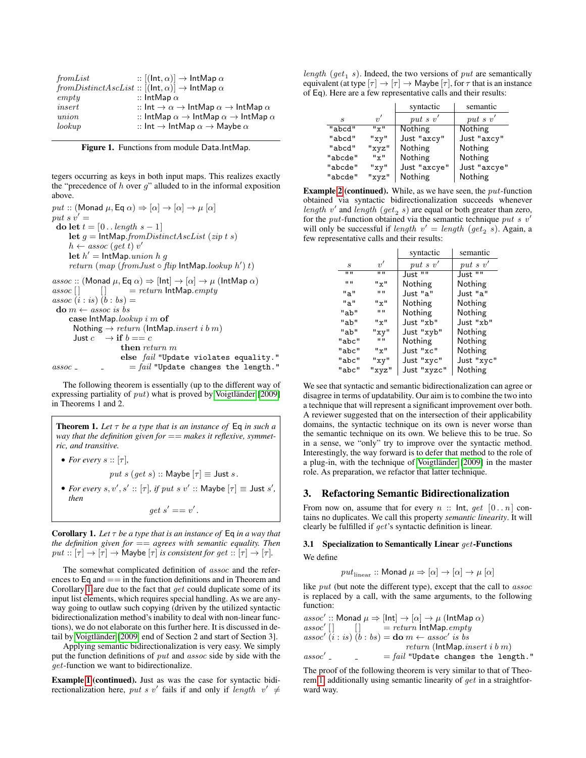```
fromList                :: [(Int, α)] → IntMap α
fromDistinctAscList     :: [(Int, α)] → IntMap α
empty                   :: IntMap α
insert                  :: Int → α → IntMap α → IntMap α
union                   :: IntMap α → IntMap α → IntMap α
lookup                  :: Int → IntMap α → Maybe α
```

**Figure 1.** Functions from module Data.IntMap.

tegers occurring as keys in both input maps. This realizes exactly the "precedence of $h$ over $g$" alluded to in the informal exposition above.

```
put :: (Monad μ, Eq α) ⇒ [α] → [α] → μ [α]
put s v' =
  do let t = [0 .. length s − 1]
     let g = IntMap.fromDistinctAscList (zip t s)
     h ← assoc (get t) v'
     let h' = IntMap.union h g
     return (map (fromJust ∘ flip IntMap.lookup h') t)

assoc :: (Monad μ, Eq α) ⇒ [Int] → [α] → μ (IntMap α)
assoc []       []       = return IntMap.empty
assoc (i : is) (b : bs) =
  do m ← assoc is bs
     case IntMap.lookup i m of
       Nothing → return (IntMap.insert i b m)
       Just c  → if b == c
                   then return m
                   else fail "Update violates equality."
assoc _        _        = fail "Update changes the length."
```

The following theorem is essentially (up to the different way of expressing partiality of $put$) what is proved by Voigtländer [2009] in Theorems 1 and 2.

**Theorem 1.** *Let $\tau$ be a type that is an instance of* Eq *in such a way that the definition given for $==$ makes it reflexive, symmetric, and transitive.*

- *For every $s :: [\tau]$,*
  $$put\ s\ (get\ s) :: \mathsf{Maybe}\ [\tau] \equiv \mathsf{Just}\ s.$$
- *For every $s, v', s' :: [\tau]$, if $put\ s\ v' :: \mathsf{Maybe}\ [\tau] \equiv \mathsf{Just}\ s'$, then*
  $$get\ s' == v'.$$

**Corollary 1.** *Let $\tau$ be a type that is an instance of* Eq *in a way that the definition given for $==$ agrees with semantic equality. Then $put :: [\tau] \to [\tau] \to \mathsf{Maybe}\ [\tau]$ is consistent for $get :: [\tau] \to [\tau]$.*

The somewhat complicated definition of $assoc$ and the references to Eq and $==$ in the function definitions and in Theorem and Corollary 1 are due to the fact that $get$ could duplicate some of its input list elements, which requires special handling. As we are anyway going to outlaw such copying (driven by the utilized syntactic bidirectionalization method's inability to deal with non-linear functions), we do not elaborate on this further here. It is discussed in detail by Voigtländer [2009, end of Section 2 and start of Section 3].

Applying semantic bidirectionalization is very easy. We simply put the function definitions of $put$ and $assoc$ side by side with the $get$-function we want to bidirectionalize.

**Example 1 (continued).** Just as was the case for syntactic bidirectionalization here, $put\ s\ v'$ fails if and only if $length\ v' \neq length\ (get_1\ s)$. Indeed, the two versions of $put$ are semantically equivalent (at type $[\tau] \to [\tau] \to \mathsf{Maybe}\ [\tau]$, for $\tau$ that is an instance of Eq). Here are a few representative calls and their results:

| $s$ | $v'$ | syntactic $put\ s\ v'$ | semantic $put\ s\ v'$ |
|---|---|---|---|
| "abcd" | "x" | Nothing | Nothing |
| "abcd" | "xy" | Just "axcy" | Just "axcy" |
| "abcd" | "xyz" | Nothing | Nothing |
| "abcde" | "x" | Nothing | Nothing |
| "abcde" | "xy" | Just "axcye" | Just "axcye" |
| "abcde" | "xyz" | Nothing | Nothing |

**Example 2 (continued).** While, as we have seen, the $put$-function obtained via syntactic bidirectionalization succeeds whenever $length\ v'$ and $length\ (get_2\ s)$ are equal or both greater than zero, for the $put$-function obtained via the semantic technique $put\ s\ v'$ will only be successful if $length\ v' = length\ (get_2\ s)$. Again, a few representative calls and their results:

| $s$ | $v'$ | syntactic $put\ s\ v'$ | semantic $put\ s\ v'$ |
|---|---|---|---|
| "" | "" | Just "" | Just "" |
| "" | "x" | Nothing | Nothing |
| "a" | "" | Just "a" | Just "a" |
| "a" | "x" | Nothing | Nothing |
| "ab" | "" | Nothing | Nothing |
| "ab" | "x" | Just "xb" | Just "xb" |
| "ab" | "xy" | Just "xyb" | Nothing |
| "abc" | "" | Nothing | Nothing |
| "abc" | "x" | Just "xc" | Nothing |
| "abc" | "xy" | Just "xyc" | Just "xyc" |
| "abc" | "xyz" | Just "xyzc" | Nothing |

We see that syntactic and semantic bidirectionalization can agree or disagree in terms of updatability. Our aim is to combine the two into a technique that will represent a significant improvement over both. A reviewer suggested that on the intersection of their applicability domains, the syntactic technique on its own is never worse than the semantic technique on its own. We believe this to be true. So in a sense, we "only" try to improve over the syntactic method. Interestingly, the way forward is to defer that method to the role of a plug-in, with the technique of Voigtländer [2009] in the master role. As preparation, we refactor that latter technique.

## 3. Refactoring Semantic Bidirectionalization

From now on, assume that for every $n$ :: Int, $get\ [0 \mathinner{..} n]$ contains no duplicates. We call this property *semantic linearity*. It will clearly be fulfilled if $get$'s syntactic definition is linear.

### 3.1 Specialization to Semantically Linear $get$-Functions

We define

$$put_{\mathrm{linear}} :: \mathsf{Monad}\ \mu \Rightarrow [\alpha] \to [\alpha] \to \mu\ [\alpha]$$

like $put$ (but note the different type), except that the call to $assoc$ is replaced by a call, with the same arguments, to the following function:

```
assoc' :: Monad μ ⇒ [Int] → [α] → μ (IntMap α)
assoc' []       []       = return IntMap.empty
assoc' (i : is) (b : bs) = do m ← assoc' is bs
                              return (IntMap.insert i b m)
assoc' _        _        = fail "Update changes the length."
```

The proof of the following theorem is very similar to that of Theorem 1, additionally using semantic linearity of $get$ in a straightforward way.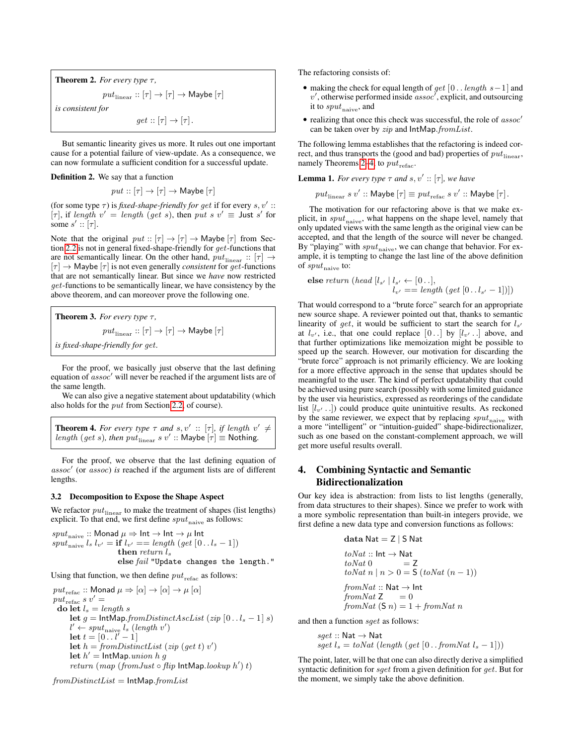**Theorem 2.** *For every type $\tau$,*

$$put_{\text{linear}} :: [\tau] \to [\tau] \to \mathsf{Maybe}\ [\tau]$$

*is consistent for*

$$get :: [\tau] \to [\tau].$$

But semantic linearity gives us more. It rules out one important cause for a potential failure of view-update. As a consequence, we can now formulate a sufficient condition for a successful update.

**Definition 2.** We say that a function

$$put :: [\tau] \to [\tau] \to \mathsf{Maybe}\ [\tau]$$

(for some type $\tau$) is *fixed-shape-friendly for* $get$ if for every $s, v' :: [\tau]$, if $length\ v' = length\ (get\ s)$, then $put\ s\ v' \equiv \mathsf{Just}\ s'$ for some $s' :: [\tau]$.

Note that the original $put :: [\tau] \to [\tau] \to \mathsf{Maybe}\ [\tau]$ from Section 2.2 is not in general fixed-shape-friendly for $get$-functions that are not semantically linear. On the other hand, $put_{\text{linear}} :: [\tau] \to [\tau] \to \mathsf{Maybe}\ [\tau]$ is not even generally *consistent* for $get$-functions that are not semantically linear. But since we *have* now restricted $get$-functions to be semantically linear, we have consistency by the above theorem, and can moreover prove the following one.

**Theorem 3.** *For every type $\tau$,*

$$put_{\text{linear}} :: [\tau] \to [\tau] \to \mathsf{Maybe}\ [\tau]$$

*is fixed-shape-friendly for $get$.*

For the proof, we basically just observe that the last defining equation of $assoc'$ will never be reached if the argument lists are of the same length.

We can also give a negative statement about updatability (which also holds for the $put$ from Section 2.2, of course).

**Theorem 4.** *For every type $\tau$ and $s, v' :: [\tau]$, if $length\ v' \neq length\ (get\ s)$, then $put_{\text{linear}}\ s\ v' :: \mathsf{Maybe}\ [\tau] \equiv \mathsf{Nothing}$.*

For the proof, we observe that the last defining equation of $assoc'$ (or $assoc$) *is* reached if the argument lists are of different lengths.

### 3.2 Decomposition to Expose the Shape Aspect

We refactor $put_{\text{linear}}$ to make the treatment of shapes (list lengths) explicit. To that end, we first define $sput_{\text{naive}}$ as follows:

```
sput_naive :: Monad μ ⇒ Int → Int → μ Int
sput_naive l_s l_v' = if l_v' == length (get [0 .. l_s − 1])
                      then return l_s
                      else fail "Update changes the length."
```

Using that function, we then define $put_{\text{refac}}$ as follows:

```
put_refac :: Monad μ ⇒ [α] → [α] → μ [α]
put_refac s v' =
  do let l_s = length s
     let g = IntMap.fromDistinctAscList (zip [0 .. l_s − 1] s)
     l' ← sput_naive l_s (length v')
     let t = [0 .. l' − 1]
     let h = fromDistinctList (zip (get t) v')
     let h' = IntMap.union h g
     return (map (fromJust ∘ flip IntMap.lookup h') t)

fromDistinctList = IntMap.fromList
```

The refactoring consists of:

- making the check for equal length of $get\ [0\,..\,length\ s-1]$ and $v'$, otherwise performed inside $assoc'$, explicit, and outsourcing it to $sput_{\text{naive}}$, and
- realizing that once this check was successful, the role of $assoc'$ can be taken over by $zip$ and $\mathsf{IntMap}.fromList$.

The following lemma establishes that the refactoring is indeed correct, and thus transports the (good and bad) properties of $put_{\text{linear}}$, namely Theorems 2–4, to $put_{\text{refac}}$.

**Lemma 1.** *For every type $\tau$ and $s, v' :: [\tau]$, we have*

$$put_{\text{linear}}\ s\ v' :: \mathsf{Maybe}\ [\tau] \equiv put_{\text{refac}}\ s\ v' :: \mathsf{Maybe}\ [\tau].$$

The motivation for our refactoring above is that we make explicit, in $sput_{\text{naive}}$, what happens on the shape level, namely that only updated views with the same length as the original view can be accepted, and that the length of the source will never be changed. By "playing" with $sput_{\text{naive}}$, we can change that behavior. For example, it is tempting to change the last line of the above definition of $sput_{\text{naive}}$ to:

```
else return (head [l_s' | l_s' ← [0 ..],
                   l_v' == length (get [0 .. l_s' − 1])])
```

That would correspond to a "brute force" search for an appropriate new source shape. A reviewer pointed out that, thanks to semantic linearity of $get$, it would be sufficient to start the search for $l_{s'}$ at $l_{v'}$, i.e., that one could replace $[0\,..]$ by $[l_{v'}\,..]$ above, and that further optimizations like memoization might be possible to speed up the search. However, our motivation for discarding the "brute force" approach is not primarily efficiency. We are looking for a more effective approach in the sense that updates should be meaningful to the user. The kind of perfect updatability that could be achieved using pure search (possibly with some limited guidance by the user via heuristics, expressed as reorderings of the candidate list $[l_{v'}\,..]$) could produce quite unintuitive results. As reckoned by the same reviewer, we expect that by replacing $sput_{\text{naive}}$ with a more "intelligent" or "intuition-guided" shape-bidirectionalizer, such as one based on the constant-complement approach, we will get more useful results overall.

## 4. Combining Syntactic and Semantic Bidirectionalization

Our key idea is abstraction: from lists to list lengths (generally, from data structures to their shapes). Since we prefer to work with a more symbolic representation than built-in integers provide, we first define a new data type and conversion functions as follows:

```
data Nat = Z | S Nat

toNat :: Int → Nat
toNat 0         = Z
toNat n | n > 0 = S (toNat (n − 1))

fromNat :: Nat → Int
fromNat Z     = 0
fromNat (S n) = 1 + fromNat n
```

and then a function $sget$ as follows:

```
sget :: Nat → Nat
sget l_s = toNat (length (get [0 .. fromNat l_s − 1]))
```

The point, later, will be that one can also directly derive a simplified syntactic definition for $sget$ from a given definition for $get$. But for the moment, we simply take the above definition.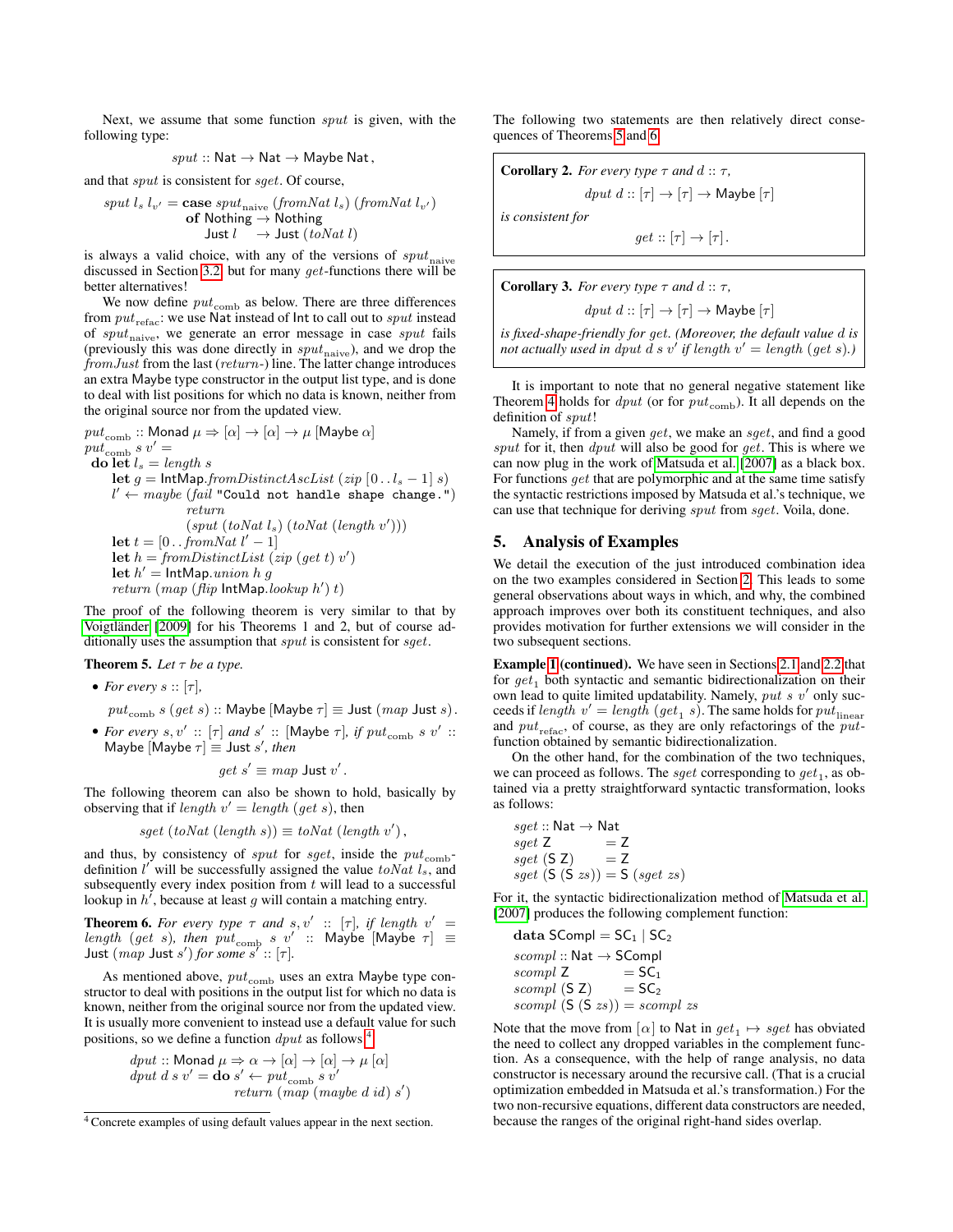Next, we assume that some function *sput* is given, with the following type:

$$sput :: \mathsf{Nat} \to \mathsf{Nat} \to \mathsf{Maybe\ Nat},$$

and that *sput* is consistent for *sget*. Of course,

```
sput l_s l_v' = case sput_naive (fromNat l_s) (fromNat l_v')
                 of Nothing → Nothing
                    Just l  → Just (toNat l)
```

is always a valid choice, with any of the versions of $sput_{\text{naive}}$ discussed in Section 3.2, but for many *get*-functions there will be better alternatives!

We now define $put_{\text{comb}}$ as below. There are three differences from $put_{\text{refac}}$: we use Nat instead of Int to call out to *sput* instead of $sput_{\text{naive}}$, we generate an error message in case *sput* fails (previously this was done directly in $sput_{\text{naive}}$), and we drop the *fromJust* from the last (*return*-) line. The latter change introduces an extra Maybe type constructor in the output list type, and is done to deal with list positions for which no data is known, neither from the original source nor from the updated view.

```
put_comb :: Monad μ ⇒ [α] → [α] → μ [Maybe α]
put_comb s v' =
  do let l_s = length s
     let g = IntMap.fromDistinctAscList (zip [0 .. l_s − 1] s)
     l' ← maybe (fail "Could not handle shape change.")
                return
                (sput (toNat l_s) (toNat (length v')))
     let t = [0 .. fromNat l' − 1]
     let h = fromDistinctList (zip (get t) v')
     let h' = IntMap.union h g
     return (map (flip IntMap.lookup h') t)
```

The proof of the following theorem is very similar to that by Voigtländer [2009] for his Theorems 1 and 2, but of course additionally uses the assumption that *sput* is consistent for *sget*.

**Theorem 5.** *Let* $\tau$ *be a type.*

- *For every* $s :: [\tau]$,

$$put_{\text{comb}}\ s\ (get\ s) :: \mathsf{Maybe}\ [\mathsf{Maybe}\ \tau] \equiv \mathsf{Just}\ (map\ \mathsf{Just}\ s).$$

- *For every* $s, v' :: [\tau]$ *and* $s' :: [\mathsf{Maybe}\ \tau]$*, if* $put_{\text{comb}}\ s\ v' :: \mathsf{Maybe}\ [\mathsf{Maybe}\ \tau] \equiv \mathsf{Just}\ s'$*, then*

$$get\ s' \equiv map\ \mathsf{Just}\ v'.$$

The following theorem can also be shown to hold, basically by observing that if $length\ v' = length\ (get\ s)$, then

$$sget\ (toNat\ (length\ s)) \equiv toNat\ (length\ v'),$$

and thus, by consistency of *sput* for *sget*, inside the $put_{\text{comb}}$-definition $l'$ will be successfully assigned the value $toNat\ l_s$, and subsequently every index position from $t$ will lead to a successful lookup in $h'$, because at least $g$ will contain a matching entry.

**Theorem 6.** *For every type* $\tau$ *and* $s, v' :: [\tau]$*, if* $length\ v' = length\ (get\ s)$*, then* $put_{\text{comb}}\ s\ v' :: \mathsf{Maybe}\ [\mathsf{Maybe}\ \tau] \equiv \mathsf{Just}\ (map\ \mathsf{Just}\ s')$ *for some* $s' :: [\tau]$.

As mentioned above, $put_{\text{comb}}$ uses an extra Maybe type constructor to deal with positions in the output list for which no data is known, neither from the original source nor from the updated view. It is usually more convenient to instead use a default value for such positions, so we define a function *dput* as follows.[4]

```
dput :: Monad μ ⇒ α → [α] → [α] → μ [α]
dput d s v' = do s' ← put_comb s v'
                 return (map (maybe d id) s')
```

[4] Concrete examples of using default values appear in the next section.

The following two statements are then relatively direct consequences of Theorems 5 and 6.

**Corollary 2.** *For every type* $\tau$ *and* $d :: \tau$,

$$dput\ d :: [\tau] \to [\tau] \to \mathsf{Maybe}\ [\tau]$$

*is consistent for*

$$get :: [\tau] \to [\tau].$$

**Corollary 3.** *For every type* $\tau$ *and* $d :: \tau$,

$$dput\ d :: [\tau] \to [\tau] \to \mathsf{Maybe}\ [\tau]$$

*is fixed-shape-friendly for get. (Moreover, the default value d is not actually used in* $dput\ d\ s\ v'$ *if* $length\ v' = length\ (get\ s)$*.)*

It is important to note that no general negative statement like Theorem 4 holds for *dput* (or for $put_{\text{comb}}$). It all depends on the definition of *sput*!

Namely, if from a given *get*, we make an *sget*, and find a good *sput* for it, then *dput* will also be good for *get*. This is where we can now plug in the work of Matsuda et al. [2007] as a black box. For functions *get* that are polymorphic and at the same time satisfy the syntactic restrictions imposed by Matsuda et al.'s technique, we can use that technique for deriving *sput* from *sget*. Voila, done.

## 5. Analysis of Examples

We detail the execution of the just introduced combination idea on the two examples considered in Section 2. This leads to some general observations about ways in which, and why, the combined approach improves over both its constituent techniques, and also provides motivation for further extensions we will consider in the two subsequent sections.

**Example 1 (continued).** We have seen in Sections 2.1 and 2.2 that for $get_1$ both syntactic and semantic bidirectionalization on their own lead to quite limited updatability. Namely, $put\ s\ v'$ only succeeds if $length\ v' = length\ (get_1\ s)$. The same holds for $put_{\text{linear}}$ and $put_{\text{refac}}$, of course, as they are only refactorings of the *put*-function obtained by semantic bidirectionalization.

On the other hand, for the combination of the two techniques, we can proceed as follows. The *sget* corresponding to $get_1$, as obtained via a pretty straightforward syntactic transformation, looks as follows:

```
sget :: Nat → Nat
sget Z          = Z
sget (S Z)      = Z
sget (S (S zs)) = S (sget zs)
```

For it, the syntactic bidirectionalization method of Matsuda et al. [2007] produces the following complement function:

```
data SCompl = SC₁ | SC₂

scompl :: Nat → SCompl
scompl Z          = SC₁
scompl (S Z)      = SC₂
scompl (S (S zs)) = scompl zs
```

Note that the move from $[\alpha]$ to Nat in $get_1 \mapsto sget$ has obviated the need to collect any dropped variables in the complement function. As a consequence, with the help of range analysis, no data constructor is necessary around the recursive call. (That is a crucial optimization embedded in Matsuda et al.'s transformation.) For the two non-recursive equations, different data constructors are needed, because the ranges of the original right-hand sides overlap.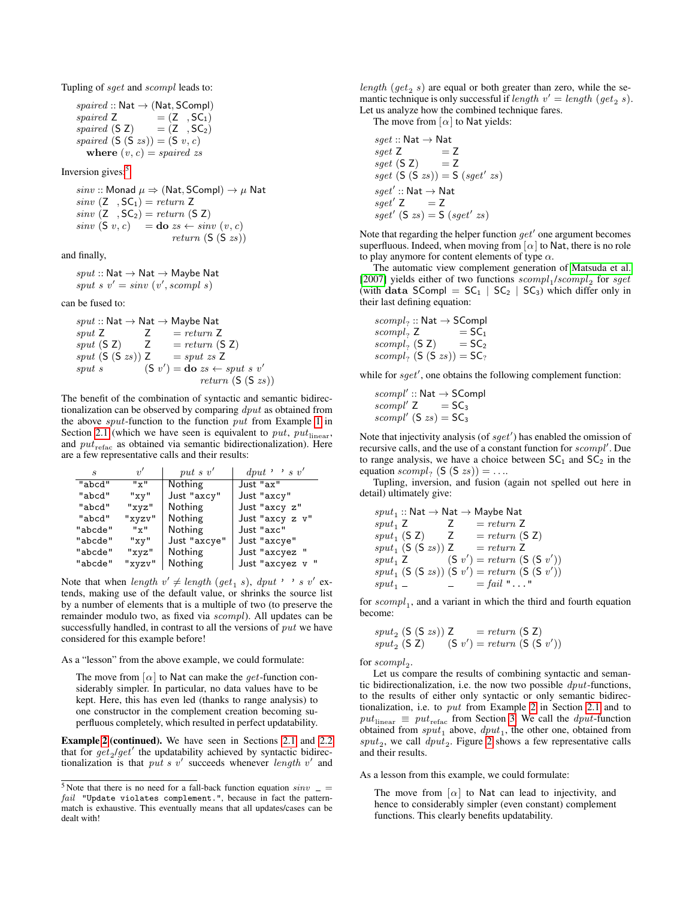Tupling of $sget$ and $scompl$ leads to:

```
spaired :: Nat → (Nat, SCompl)
spaired Z           = (Z  , SC₁)
spaired (S Z)       = (Z  , SC₂)
spaired (S (S zs)) = (S v, c)
  where (v, c) = spaired zs
```

Inversion gives:[5]

```
sinv :: Monad μ ⇒ (Nat, SCompl) → μ Nat
sinv (Z  , SC₁) = return Z
sinv (Z  , SC₂) = return (S Z)
sinv (S v, c)    = do zs ← sinv (v, c)
                      return (S (S zs))
```

and finally,

```
sput :: Nat → Nat → Maybe Nat
sput s v' = sinv (v', scompl s)
```

can be fused to:

```
sput :: Nat → Nat → Maybe Nat
sput Z           Z      = return Z
sput (S Z)       Z      = return (S Z)
sput (S (S zs)) Z      = sput zs Z
sput s           (S v') = do zs ← sput s v'
                             return (S (S zs))
```

The benefit of the combination of syntactic and semantic bidirectionalization can be observed by comparing $dput$ as obtained from the above $sput$-function to the function $put$ from Example 1 in Section 2.1 (which we have seen is equivalent to $put$, $put_{\text{linear}}$, and $put_{\text{refac}}$ as obtained via semantic bidirectionalization). Here are a few representative calls and their results:

| $s$ | $v'$ | $put\ s\ v'$ | $dput$ ' ' $s\ v'$ |
|---|---|---|---|
| "abcd" | "x" | Nothing | Just "ax" |
| "abcd" | "xy" | Just "axcy" | Just "axcy" |
| "abcd" | "xyz" | Nothing | Just "axcy z" |
| "abcd" | "xyzv" | Nothing | Just "axcy z v" |
| "abcde" | "x" | Nothing | Just "axc" |
| "abcde" | "xy" | Just "axcye" | Just "axcye" |
| "abcde" | "xyz" | Nothing | Just "axcyez " |
| "abcde" | "xyzv" | Nothing | Just "axcyez v " |

Note that when $length\ v' \neq length\ (get_1\ s)$, $dput$ ' ' $s\ v'$ extends, making use of the default value, or shrinks the source list by a number of elements that is a multiple of two (to preserve the remainder modulo two, as fixed via $scompl$). All updates can be successfully handled, in contrast to all the versions of $put$ we have considered for this example before!

As a "lesson" from the above example, we could formulate:

> The move from $[\alpha]$ to Nat can make the $get$-function considerably simpler. In particular, no data values have to be kept. Here, this has even led (thanks to range analysis) to one constructor in the complement creation becoming superfluous completely, which resulted in perfect updatability.

**Example 2 (continued).** We have seen in Sections 2.1 and 2.2 that for $get_2/get'$ the updatability achieved by syntactic bidirectionalization is that $put\ s\ v'$ succeeds whenever $length\ v'$ and $length\ (get_2\ s)$ are equal or both greater than zero, while the semantic technique is only successful if $length\ v' = length\ (get_2\ s)$. Let us analyze how the combined technique fares.

The move from $[\alpha]$ to Nat yields:

```
sget :: Nat → Nat
sget Z           = Z
sget (S Z)       = Z
sget (S (S zs)) = S (sget' zs)

sget' :: Nat → Nat
sget' Z      = Z
sget' (S zs) = S (sget' zs)
```

Note that regarding the helper function $get'$ one argument becomes superfluous. Indeed, when moving from $[\alpha]$ to Nat, there is no role to play anymore for content elements of type $\alpha$.

The automatic view complement generation of Matsuda et al. [2007] yields either of two functions $scompl_1/scompl_2$ for $sget$ (with **data** SCompl = SC₁ | SC₂ | SC₃) which differ only in their last defining equation:

```
scompl? :: Nat → SCompl
scompl? Z           = SC₁
scompl? (S Z)       = SC₂
scompl? (S (S zs)) = SC?
```

while for $sget'$, one obtains the following complement function:

```
scompl' :: Nat → SCompl
scompl' Z      = SC₃
scompl' (S zs) = SC₃
```

Note that injectivity analysis (of $sget'$) has enabled the omission of recursive calls, and the use of a constant function for $scompl'$. Due to range analysis, we have a choice between SC₁ and SC₂ in the equation $scompl_?\ (\mathsf{S}\ (\mathsf{S}\ zs)) = \ldots$.

Tupling, inversion, and fusion (again not spelled out here in detail) ultimately give:

```
sput₁ :: Nat → Nat → Maybe Nat
sput₁ Z           Z      = return Z
sput₁ (S Z)       Z      = return (S Z)
sput₁ (S (S zs)) Z      = return Z
sput₁ Z           (S v') = return (S (S v'))
sput₁ (S (S zs)) (S v') = return (S (S v'))
sput₁ _           _      = fail "..."
```

for $scompl_1$, and a variant in which the third and fourth equation become:

```
sput₂ (S (S zs)) Z      = return (S Z)
sput₂ (S Z)       (S v') = return (S (S v'))
```

for $scompl_2$.

Let us compare the results of combining syntactic and semantic bidirectionalization, i.e. the now two possible $dput$-functions, to the results of either only syntactic or only semantic bidirectionalization, i.e. to $put$ from Example 2 in Section 2.1 and to $put_{\text{linear}} \equiv put_{\text{refac}}$ from Section 3. We call the $dput$-function obtained from $sput_1$ above, $dput_1$, the other one, obtained from $sput_2$, we call $dput_2$. Figure 2 shows a few representative calls and their results.

As a lesson from this example, we could formulate:

> The move from $[\alpha]$ to Nat can lead to injectivity, and hence to considerably simpler (even constant) complement functions. This clearly benefits updatability.

[5] Note that there is no need for a fall-back function equation $sinv$ _ = $fail$ "Update violates complement.", because in fact the pattern-match is exhaustive. This eventually means that all updates/cases can be dealt with!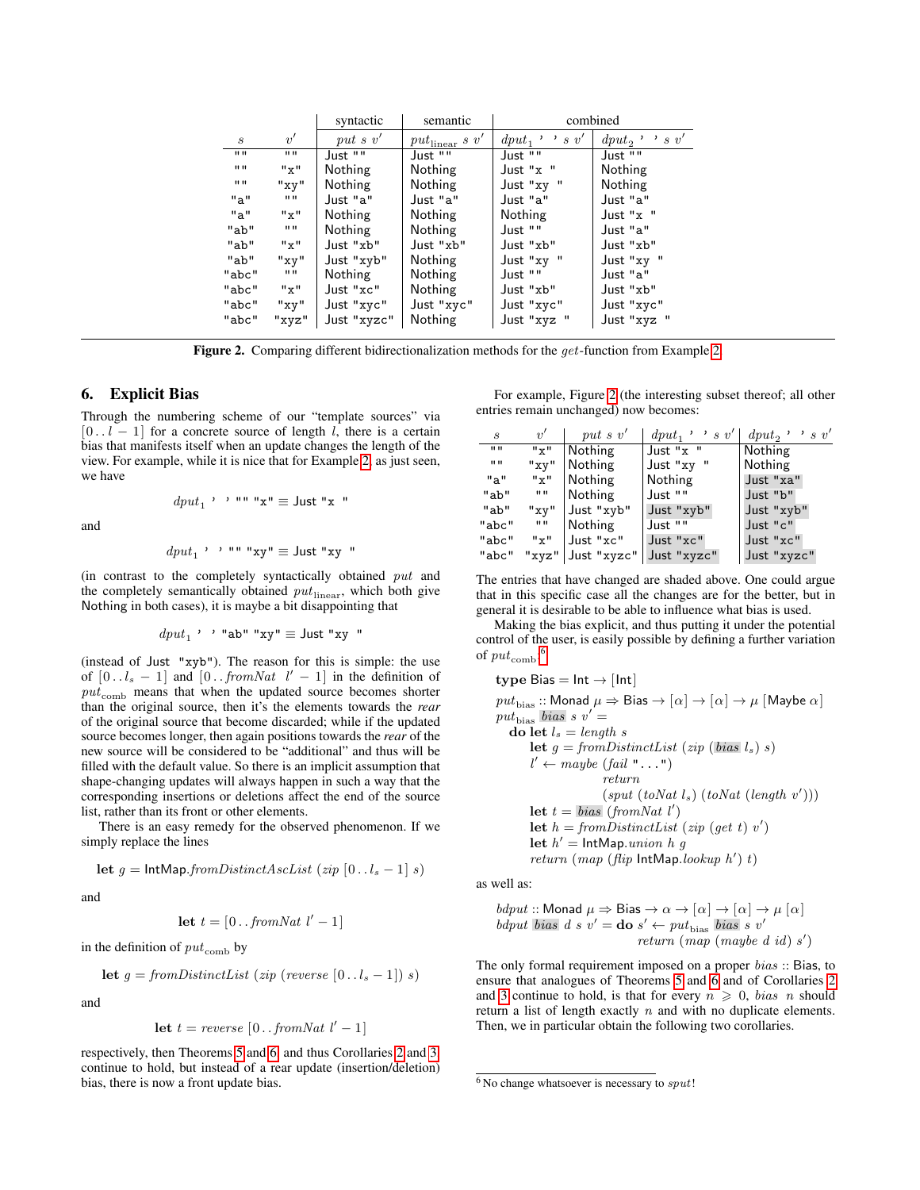| | | syntactic | semantic | combined | |
|---|---|---|---|---|---|
| $s$ | $v'$ | $put\ s\ v'$ | $put_{\text{linear}}\ s\ v'$ | $dput_1$ ' ' $s\ v'$ | $dput_2$ ' ' $s\ v'$ |
| "" | "" | Just "" | Just "" | Just "" | Just "" |
| "" | "x" | Nothing | Nothing | Just "x " | Nothing |
| "" | "xy" | Nothing | Nothing | Just "xy " | Nothing |
| "a" | "" | Just "a" | Just "a" | Just "a" | Just "a" |
| "a" | "x" | Nothing | Nothing | Nothing | Just "x " |
| "ab" | "" | Nothing | Nothing | Just "" | Just "a" |
| "ab" | "x" | Just "xb" | Just "xb" | Just "xb" | Just "xb" |
| "ab" | "xy" | Just "xyb" | Nothing | Just "xy " | Just "xy " |
| "abc" | "" | Nothing | Nothing | Just "" | Just "a" |
| "abc" | "x" | Just "xc" | Nothing | Just "xb" | Just "xb" |
| "abc" | "xy" | Just "xyc" | Just "xyc" | Just "xyc" | Just "xyc" |
| "abc" | "xyz" | Just "xyzc" | Nothing | Just "xyz " | Just "xyz " |

**Figure 2.** Comparing different bidirectionalization methods for the $get$-function from Example 2.

## 6. Explicit Bias

Through the numbering scheme of our "template sources" via $[0\,..\,l-1]$ for a concrete source of length $l$, there is a certain bias that manifests itself when an update changes the length of the view. For example, while it is nice that for Example 2, as just seen, we have

$$dput_1\ \text{' '}\ \text{""}\ \text{"x"} \equiv \text{Just "x "}$$

and

$$dput_1\ \text{' '}\ \text{""}\ \text{"xy"} \equiv \text{Just "xy "}$$

(in contrast to the completely syntactically obtained $put$ and the completely semantically obtained $put_{\text{linear}}$, which both give Nothing in both cases), it is maybe a bit disappointing that

$$dput_1\ \text{' '}\ \text{"ab"}\ \text{"xy"} \equiv \text{Just "xy "}$$

(instead of Just "xyb"). The reason for this is simple: the use of $[0\,..\,l_s-1]$ and $[0\,..\,fromNat\ \ l'-1]$ in the definition of $put_{\text{comb}}$ means that when the updated source becomes shorter than the original source, then it's the elements towards the *rear* of the original source that become discarded; while if the updated source becomes longer, then again positions towards the *rear* of the new source will be considered to be "additional" and thus will be filled with the default value. So there is an implicit assumption that shape-changing updates will always happen in such a way that the corresponding insertions or deletions affect the end of the source list, rather than its front or other elements.

There is an easy remedy for the observed phenomenon. If we simply replace the lines

```
let g = IntMap.fromDistinctAscList (zip [0 .. l_s − 1] s)
```

and

```
let t = [0 .. fromNat l′ − 1]
```

in the definition of $put_{\text{comb}}$ by

```
let g = fromDistinctList (zip (reverse [0 .. l_s − 1]) s)
```

and

```
let t = reverse [0 .. fromNat l′ − 1]
```

respectively, then Theorems 5 and 6, and thus Corollaries 2 and 3 continue to hold, but instead of a rear update (insertion/deletion) bias, there is now a front update bias.

For example, Figure 2 (the interesting subset thereof; all other entries remain unchanged) now becomes:

| $s$ | $v'$ | $put\ s\ v'$ | $dput_1$ ' ' $s\ v'$ | $dput_2$ ' ' $s\ v'$ |
|---|---|---|---|---|
| "" | "x" | Nothing | Just "x " | Nothing |
| "" | "xy" | Nothing | Just "xy " | Nothing |
| "a" | "x" | Nothing | Nothing | Just "xa" |
| "ab" | "" | Nothing | Just "" | Just "b" |
| "ab" | "xy" | Just "xyb" | Just "xyb" | Just "xyb" |
| "abc" | "" | Nothing | Just "" | Just "c" |
| "abc" | "x" | Just "xc" | Just "xc" | Just "xc" |
| "abc" | "xyz" | Just "xyzc" | Just "xyzc" | Just "xyzc" |

The entries that have changed are shaded above. One could argue that in this specific case all the changes are for the better, but in general it is desirable to be able to influence what bias is used.

Making the bias explicit, and thus putting it under the potential control of the user, is easily possible by defining a further variation of $put_{\text{comb}}$:[6]

```
type Bias = Int → [Int]

put_bias :: Monad μ ⇒ Bias → [α] → [α] → μ [Maybe α]
put_bias bias s v′ =
  do let l_s = length s
     let g = fromDistinctList (zip (bias l_s) s)
     l′ ← maybe (fail "...")
                return
                (sput (toNat l_s) (toNat (length v′)))
     let t = bias (fromNat l′)
     let h = fromDistinctList (zip (get t) v′)
     let h′ = IntMap.union h g
     return (map (flip IntMap.lookup h′) t)
```

as well as:

```
bdput :: Monad μ ⇒ Bias → α → [α] → [α] → μ [α]
bdput bias d s v′ = do s′ ← put_bias bias s v′
                       return (map (maybe d id) s′)
```

The only formal requirement imposed on a proper $bias$ :: Bias, to ensure that analogues of Theorems 5 and 6 and of Corollaries 2 and 3 continue to hold, is that for every $n \geqslant 0$, $bias\ \ n$ should return a list of length exactly $n$ and with no duplicate elements. Then, we in particular obtain the following two corollaries.

[6] No change whatsoever is necessary to $sput$!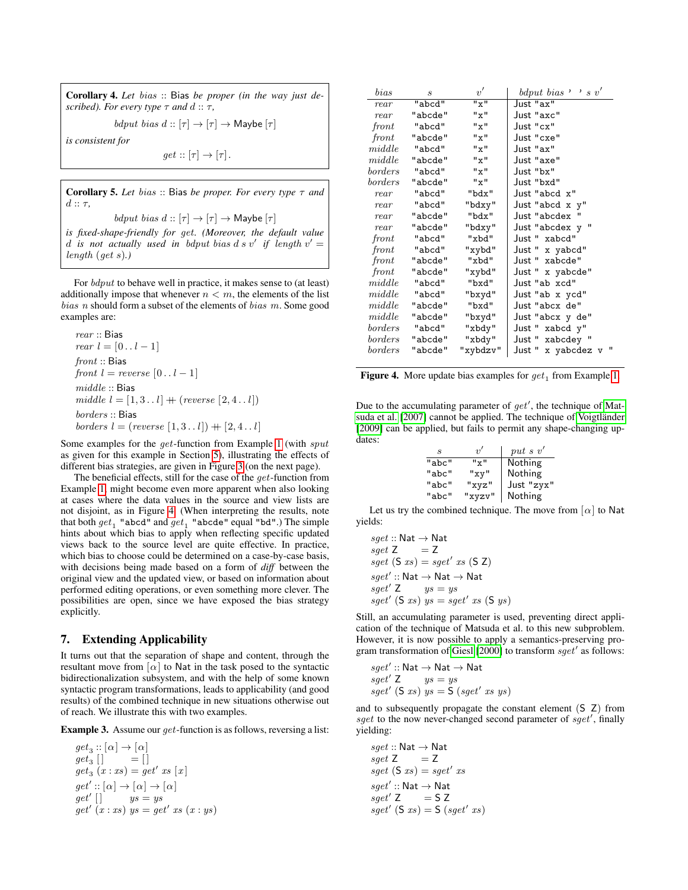**Corollary 4.** *Let bias* :: Bias *be proper (in the way just described). For every type* $\tau$ *and* $d :: \tau$,

$$bdput\ bias\ d :: [\tau] \to [\tau] \to \mathsf{Maybe}\ [\tau]$$

*is consistent for*

$$get :: [\tau] \to [\tau].$$

**Corollary 5.** *Let bias* :: Bias *be proper. For every type* $\tau$ *and* $d :: \tau$,

$$bdput\ bias\ d :: [\tau] \to [\tau] \to \mathsf{Maybe}\ [\tau]$$

*is fixed-shape-friendly for get. (Moreover, the default value* $d$ *is not actually used in* $bdput\ bias\ d\ s\ v'$ *if* $length\ v' = length\ (get\ s)$*.)*

For *bdput* to behave well in practice, it makes sense to (at least) additionally impose that whenever $n < m$, the elements of the list $bias\ n$ should form a subset of the elements of $bias\ m$. Some good examples are:

$$
\begin{aligned}
&rear :: \mathsf{Bias}\\
&rear\ l = [0\,..\,l-1]\\
&front :: \mathsf{Bias}\\
&front\ l = reverse\ [0\,..\,l-1]\\
&middle :: \mathsf{Bias}\\
&middle\ l = [1,3\,..\,l] \mathbin{+\!\!+} (reverse\ [2,4\,..\,l])\\
&borders :: \mathsf{Bias}\\
&borders\ l = (reverse\ [1,3\,..\,l]) \mathbin{+\!\!+} [2,4\,..\,l]
\end{aligned}
$$

Some examples for the *get*-function from Example 1 (with *sput* as given for this example in Section 5), illustrating the effects of different bias strategies, are given in Figure 3 (on the next page).

The beneficial effects, still for the case of the *get*-function from Example 1, might become even more apparent when also looking at cases where the data values in the source and view lists are not disjoint, as in Figure 4. (When interpreting the results, note that both $get_1$ "abcd" and $get_1$ "abcde" equal "bd".) The simple hints about which bias to apply when reflecting specific updated views back to the source level are quite effective. In practice, which bias to choose could be determined on a case-by-case basis, with decisions being made based on a form of *diff* between the original view and the updated view, or based on information about performed editing operations, or even something more clever. The possibilities are open, since we have exposed the bias strategy explicitly.

| *bias* | *s* | *v'* | *bdput bias ' ' s v'* |
|---|---|---|---|
| *rear* | "abcd" | "x" | Just "ax" |
| *rear* | "abcde" | "x" | Just "axc" |
| *front* | "abcd" | "x" | Just "cx" |
| *front* | "abcde" | "x" | Just "cxe" |
| *middle* | "abcd" | "x" | Just "ax" |
| *middle* | "abcde" | "x" | Just "axe" |
| *borders* | "abcd" | "x" | Just "bx" |
| *borders* | "abcde" | "x" | Just "bxd" |
| *rear* | "abcd" | "bdx" | Just "abcd x" |
| *rear* | "abcd" | "bdxy" | Just "abcd x y" |
| *rear* | "abcde" | "bdx" | Just "abcdex " |
| *rear* | "abcde" | "bdxy" | Just "abcdex y " |
| *front* | "abcd" | "xbd" | Just " xabcd" |
| *front* | "abcd" | "xybd" | Just " x yabcd" |
| *front* | "abcde" | "xbd" | Just " xabcde" |
| *front* | "abcde" | "xybd" | Just " x yabcde" |
| *middle* | "abcd" | "bxd" | Just "ab xcd" |
| *middle* | "abcd" | "bxyd" | Just "ab x ycd" |
| *middle* | "abcde" | "bxd" | Just "abcx de" |
| *middle* | "abcde" | "bxyd" | Just "abcx y de" |
| *borders* | "abcd" | "xbdy" | Just " xabcd y" |
| *borders* | "abcde" | "xbdy" | Just " xabcdey " |
| *borders* | "abcde" | "xybdzv" | Just " x yabcdez v " |

**Figure 4.** More update bias examples for $get_1$ from Example 1.

## 7. Extending Applicability

It turns out that the separation of shape and content, through the resultant move from $[\alpha]$ to Nat in the task posed to the syntactic bidirectionalization subsystem, and with the help of some known syntactic program transformations, leads to applicability (and good results) of the combined technique in new situations otherwise out of reach. We illustrate this with two examples.

**Example 3.** Assume our *get*-function is as follows, reversing a list:

$$
\begin{aligned}
&get_3 :: [\alpha] \to [\alpha]\\
&get_3\ [\,] \qquad\ \ = [\,]\\
&get_3\ (x : xs) = get'\ xs\ [x]\\
&get' :: [\alpha] \to [\alpha] \to [\alpha]\\
&get'\ [\,] \qquad\ \ ys = ys\\
&get'\ (x : xs)\ ys = get'\ xs\ (x : ys)
\end{aligned}
$$

Due to the accumulating parameter of $get'$, the technique of Matsuda et al. [2007] cannot be applied. The technique of Voigtländer [2009] can be applied, but fails to permit any shape-changing updates:

| *s* | *v'* | *put s v'* |
|---|---|---|
| "abc" | "x" | Nothing |
| "abc" | "xy" | Nothing |
| "abc" | "xyz" | Just "zyx" |
| "abc" | "xyzv" | Nothing |

Let us try the combined technique. The move from $[\alpha]$ to Nat yields:

$$
\begin{aligned}
&sget :: \mathsf{Nat} \to \mathsf{Nat}\\
&sget\ \mathsf{Z} \qquad\ = \mathsf{Z}\\
&sget\ (\mathsf{S}\ xs) = sget'\ xs\ (\mathsf{S}\ \mathsf{Z})\\
&sget' :: \mathsf{Nat} \to \mathsf{Nat} \to \mathsf{Nat}\\
&sget'\ \mathsf{Z} \qquad\ ys = ys\\
&sget'\ (\mathsf{S}\ xs)\ ys = sget'\ xs\ (\mathsf{S}\ ys)
\end{aligned}
$$

Still, an accumulating parameter is used, preventing direct application of the technique of Matsuda et al. to this new subproblem. However, it is now possible to apply a semantics-preserving program transformation of Giesl [2000] to transform $sget'$ as follows:

$$
\begin{aligned}
&sget' :: \mathsf{Nat} \to \mathsf{Nat} \to \mathsf{Nat}\\
&sget'\ \mathsf{Z} \qquad\ ys = ys\\
&sget'\ (\mathsf{S}\ xs)\ ys = \mathsf{S}\ (sget'\ xs\ ys)
\end{aligned}
$$

and to subsequently propagate the constant element $(\mathsf{S}\ \mathsf{Z})$ from $sget$ to the now never-changed second parameter of $sget'$, finally yielding:

$$
\begin{aligned}
&sget :: \mathsf{Nat} \to \mathsf{Nat}\\
&sget\ \mathsf{Z} \qquad\ = \mathsf{Z}\\
&sget\ (\mathsf{S}\ xs) = sget'\ xs\\
&sget' :: \mathsf{Nat} \to \mathsf{Nat}\\
&sget'\ \mathsf{Z} \qquad\ = \mathsf{S}\ \mathsf{Z}\\
&sget'\ (\mathsf{S}\ xs) = \mathsf{S}\ (sget'\ xs)
\end{aligned}
$$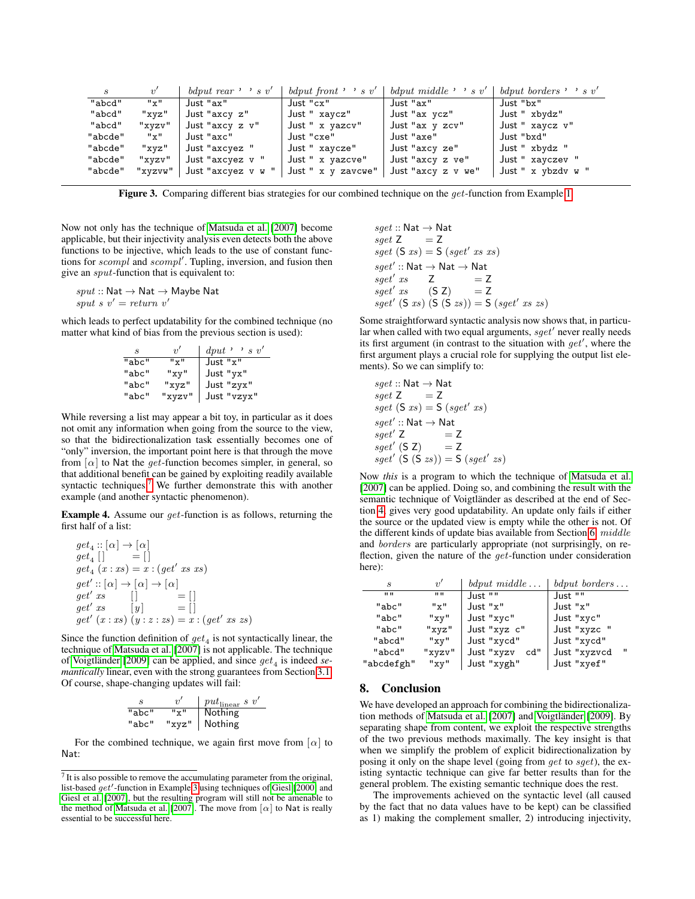| $s$ | $v'$ | $bdput\ rear$ ' ' $s\ v'$ | $bdput\ front$ ' ' $s\ v'$ | $bdput\ middle$ ' ' $s\ v'$ | $bdput\ borders$ ' ' $s\ v'$ |
|---|---|---|---|---|---|
| "abcd" | "x" | Just "ax" | Just "cx" | Just "ax" | Just "bx" |
| "abcd" | "xyz" | Just "axcy z" | Just " xaycz" | Just "ax ycz" | Just " xbydz" |
| "abcd" | "xyzv" | Just "axcy z v" | Just " x yazcv" | Just "ax y zcv" | Just " xaycz v" |
| "abcde" | "x" | Just "axc" | Just "cxe" | Just "axe" | Just "bxd" |
| "abcde" | "xyz" | Just "axcyez " | Just " xaycze" | Just "axcy ze" | Just " xbydz " |
| "abcde" | "xyzv" | Just "axcyez v " | Just " x yazcve" | Just "axcy z ve" | Just " xayczev " |
| "abcde" | "xyzvw" | Just "axcyez v w " | Just " x y zavcwe" | Just "axcy z v we" | Just " x ybzdv w " |

**Figure 3.** Comparing different bias strategies for our combined technique on the $get$-function from Example 1.

Now not only has the technique of Matsuda et al. [2007] become applicable, but their injectivity analysis even detects both the above functions to be injective, which leads to the use of constant functions for $scompl$ and $scompl'$. Tupling, inversion, and fusion then give an $sput$-function that is equivalent to:

$$
\begin{aligned}
&sput :: \mathsf{Nat} \to \mathsf{Nat} \to \mathsf{Maybe\ Nat} \\
&sput\ s\ v' = return\ v'
\end{aligned}
$$

which leads to perfect updatability for the combined technique (no matter what kind of bias from the previous section is used):

| $s$ | $v'$ | $dput$ ' ' $s\ v'$ |
|---|---|---|
| "abc" | "x" | Just "x" |
| "abc" | "xy" | Just "yx" |
| "abc" | "xyz" | Just "zyx" |
| "abc" | "xyzv" | Just "vzyx" |

While reversing a list may appear a bit toy, in particular as it does not omit any information when going from the source to the view, so that the bidirectionalization task essentially becomes one of "only" inversion, the important point here is that through the move from $[\alpha]$ to Nat the $get$-function becomes simpler, in general, so that additional benefit can be gained by exploiting readily available syntactic techniques.[7] We further demonstrate this with another example (and another syntactic phenomenon).

**Example 4.** Assume our $get$-function is as follows, returning the first half of a list:

$$
\begin{aligned}
&get_4 :: [\alpha] \to [\alpha] \\
&get_4\ [\,] \qquad = [\,] \\
&get_4\ (x : xs) = x : (get'\ xs\ xs) \\
&get' :: [\alpha] \to [\alpha] \to [\alpha] \\
&get'\ xs \qquad [\,] \qquad\quad = [\,] \\
&get'\ xs \qquad [y] \qquad\ \ = [\,] \\
&get'\ (x : xs)\ (y : z : zs) = x : (get'\ xs\ zs)
\end{aligned}
$$

Since the function definition of $get_4$ is not syntactically linear, the technique of Matsuda et al. [2007] is not applicable. The technique of Voigtländer [2009] can be applied, and since $get_4$ is indeed *semantically* linear, even with the strong guarantees from Section 3.1. Of course, shape-changing updates will fail:

| $s$ | $v'$ | $put_{\text{linear}}\ s\ v'$ |
|---|---|---|
| "abc" | "x" | Nothing |
| "abc" | "xyz" | Nothing |

For the combined technique, we again first move from $[\alpha]$ to Nat:

$$
\begin{aligned}
&sget :: \mathsf{Nat} \to \mathsf{Nat} \\
&sget\ \mathsf{Z} \qquad = \mathsf{Z} \\
&sget\ (\mathsf{S}\ xs) = \mathsf{S}\ (sget'\ xs\ xs) \\
&sget' :: \mathsf{Nat} \to \mathsf{Nat} \to \mathsf{Nat} \\
&sget'\ xs \qquad \mathsf{Z} \qquad\quad = \mathsf{Z} \\
&sget'\ xs \qquad (\mathsf{S}\ \mathsf{Z}) \qquad = \mathsf{Z} \\
&sget'\ (\mathsf{S}\ xs)\ (\mathsf{S}\ (\mathsf{S}\ zs)) = \mathsf{S}\ (sget'\ xs\ zs)
\end{aligned}
$$

Some straightforward syntactic analysis now shows that, in particular when called with two equal arguments, $sget'$ never really needs its first argument (in contrast to the situation with $get'$, where the first argument plays a crucial role for supplying the output list elements). So we can simplify to:

$$
\begin{aligned}
&sget :: \mathsf{Nat} \to \mathsf{Nat} \\
&sget\ \mathsf{Z} \qquad = \mathsf{Z} \\
&sget\ (\mathsf{S}\ xs) = \mathsf{S}\ (sget'\ xs) \\
&sget' :: \mathsf{Nat} \to \mathsf{Nat} \\
&sget'\ \mathsf{Z} \qquad\quad = \mathsf{Z} \\
&sget'\ (\mathsf{S}\ \mathsf{Z}) \qquad = \mathsf{Z} \\
&sget'\ (\mathsf{S}\ (\mathsf{S}\ zs)) = \mathsf{S}\ (sget'\ zs)
\end{aligned}
$$

Now *this* is a program to which the technique of Matsuda et al. [2007] can be applied. Doing so, and combining the result with the semantic technique of Voigtländer as described at the end of Section 4, gives very good updatability. An update only fails if either the source or the updated view is empty while the other is not. Of the different kinds of update bias available from Section 6, $middle$ and $borders$ are particularly appropriate (not surprisingly, on reflection, given the nature of the $get$-function under consideration here):

| $s$ | $v'$ | $bdput\ middle \ldots$ | $bdput\ borders \ldots$ |
|---|---|---|---|
| "" | "" | Just "" | Just "" |
| "abc" | "x" | Just "x" | Just "x" |
| "abc" | "xy" | Just "xyc" | Just "xyc" |
| "abc" | "xyz" | Just "xyz c" | Just "xyzc " |
| "abcd" | "xy" | Just "xycd" | Just "xycd" |
| "abcd" | "xyzv" | Just "xyzv  cd" | Just "xyzvcd  " |
| "abcdefgh" | "xy" | Just "xygh" | Just "xyef" |

## 8. Conclusion

We have developed an approach for combining the bidirectionalization methods of Matsuda et al. [2007] and Voigtländer [2009]. By separating shape from content, we exploit the respective strengths of the two previous methods maximally. The key insight is that when we simplify the problem of explicit bidirectionalization by posing it only on the shape level (going from $get$ to $sget$), the existing syntactic technique can give far better results than for the general problem. The existing semantic technique does the rest.

The improvements achieved on the syntactic level (all caused by the fact that no data values have to be kept) can be classified as 1) making the complement smaller, 2) introducing injectivity,

---

[7] It is also possible to remove the accumulating parameter from the original, list-based $get'$-function in Example 3 using techniques of Giesl [2000] and Giesl et al. [2007], but the resulting program will still not be amenable to the method of Matsuda et al. [2007]. The move from $[\alpha]$ to Nat is really essential to be successful here.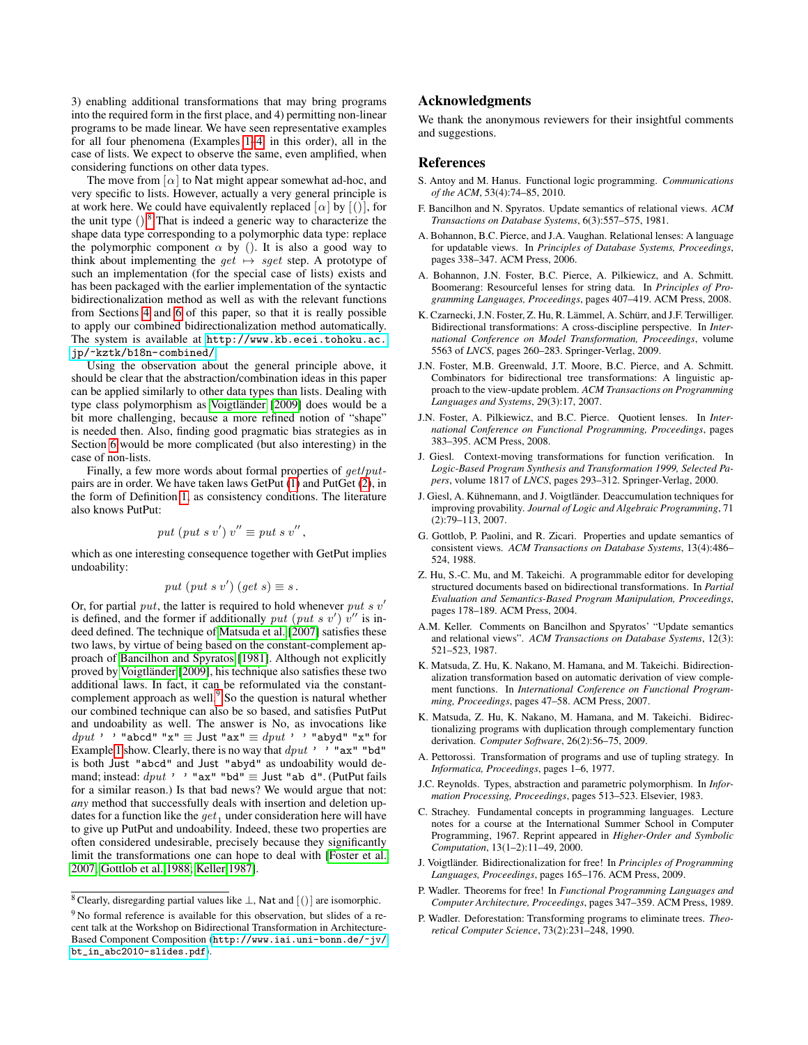3) enabling additional transformations that may bring programs into the required form in the first place, and 4) permitting non-linear programs to be made linear. We have seen representative examples for all four phenomena (Examples 1–4, in this order), all in the case of lists. We expect to observe the same, even amplified, when considering functions on other data types.

The move from $[\alpha]$ to Nat might appear somewhat ad-hoc, and very specific to lists. However, actually a very general principle is at work here. We could have equivalently replaced $[\alpha]$ by $[()]$, for the unit type $()$.[8] That is indeed a generic way to characterize the shape data type corresponding to a polymorphic data type: replace the polymorphic component $\alpha$ by $()$. It is also a good way to think about implementing the $get \mapsto sget$ step. A prototype of such an implementation (for the special case of lists) exists and has been packaged with the earlier implementation of the syntactic bidirectionalization method as well as with the relevant functions from Sections 4 and 6 of this paper, so that it is really possible to apply our combined bidirectionalization method automatically. The system is available at http://www.kb.ecei.tohoku.ac.jp/~kztk/b18n-combined/.

Using the observation about the general principle above, it should be clear that the abstraction/combination ideas in this paper can be applied similarly to other data types than lists. Dealing with type class polymorphism as Voigtländer [2009] does would be a bit more challenging, because a more refined notion of "shape" is needed then. Also, finding good pragmatic bias strategies as in Section 6 would be more complicated (but also interesting) in the case of non-lists.

Finally, a few more words about formal properties of $get/put$-pairs are in order. We have taken laws GetPut (1) and PutGet (2), in the form of Definition 1, as consistency conditions. The literature also knows PutPut:

$$put\ (put\ s\ v')\ v'' \equiv put\ s\ v''\ ,$$

which as one interesting consequence together with GetPut implies undoability:

$$put\ (put\ s\ v')\ (get\ s) \equiv s\ .$$

Or, for partial $put$, the latter is required to hold whenever $put\ s\ v'$ is defined, and the former if additionally $put\ (put\ s\ v')\ v''$ is indeed defined. The technique of Matsuda et al. [2007] satisfies these two laws, by virtue of being based on the constant-complement approach of Bancilhon and Spyratos [1981]. Although not explicitly proved by Voigtländer [2009], his technique also satisfies these two additional laws. In fact, it can be reformulated via the constant-complement approach as well.[9] So the question is natural whether our combined technique can also be so based, and satisfies PutPut and undoability as well. The answer is No, as invocations like $dput$ `' ' "abcd" "x"` $\equiv$ `Just "ax"` $\equiv$ $dput$ `' ' "abyd" "x"` for Example 1 show. Clearly, there is no way that $dput$ `' ' "ax" "bd"` is both `Just "abcd"` and `Just "abyd"` as undoability would demand; instead: $dput$ `' ' "ax" "bd"` $\equiv$ `Just "ab d"`. (PutPut fails for a similar reason.) Is that bad news? We would argue that not: *any* method that successfully deals with insertion and deletion updates for a function like the $get_1$ under consideration here will have to give up PutPut and undoability. Indeed, these two properties are often considered undesirable, precisely because they significantly limit the transformations one can hope to deal with [Foster et al. 2007, Gottlob et al. 1988, Keller 1987].

[8] Clearly, disregarding partial values like $\perp$, Nat and $[()]$ are isomorphic.

[9] No formal reference is available for this observation, but slides of a recent talk at the Workshop on Bidirectional Transformation in Architecture-Based Component Composition (http://www.iai.uni-bonn.de/~jv/bt_in_abc2010-slides.pdf).

## Acknowledgments

We thank the anonymous reviewers for their insightful comments and suggestions.

## References

S. Antoy and M. Hanus. Functional logic programming. *Communications of the ACM*, 53(4):74–85, 2010.

F. Bancilhon and N. Spyratos. Update semantics of relational views. *ACM Transactions on Database Systems*, 6(3):557–575, 1981.

A. Bohannon, B.C. Pierce, and J.A. Vaughan. Relational lenses: A language for updatable views. In *Principles of Database Systems, Proceedings*, pages 338–347. ACM Press, 2006.

A. Bohannon, J.N. Foster, B.C. Pierce, A. Pilkiewicz, and A. Schmitt. Boomerang: Resourceful lenses for string data. In *Principles of Programming Languages, Proceedings*, pages 407–419. ACM Press, 2008.

K. Czarnecki, J.N. Foster, Z. Hu, R. Lämmel, A. Schürr, and J.F. Terwilliger. Bidirectional transformations: A cross-discipline perspective. In *International Conference on Model Transformation, Proceedings*, volume 5563 of *LNCS*, pages 260–283. Springer-Verlag, 2009.

J.N. Foster, M.B. Greenwald, J.T. Moore, B.C. Pierce, and A. Schmitt. Combinators for bidirectional tree transformations: A linguistic approach to the view-update problem. *ACM Transactions on Programming Languages and Systems*, 29(3):17, 2007.

J.N. Foster, A. Pilkiewicz, and B.C. Pierce. Quotient lenses. In *International Conference on Functional Programming, Proceedings*, pages 383–395. ACM Press, 2008.

J. Giesl. Context-moving transformations for function verification. In *Logic-Based Program Synthesis and Transformation 1999, Selected Papers*, volume 1817 of *LNCS*, pages 293–312. Springer-Verlag, 2000.

J. Giesl, A. Kühnemann, and J. Voigtländer. Deaccumulation techniques for improving provability. *Journal of Logic and Algebraic Programming*, 71 (2):79–113, 2007.

G. Gottlob, P. Paolini, and R. Zicari. Properties and update semantics of consistent views. *ACM Transactions on Database Systems*, 13(4):486–524, 1988.

Z. Hu, S.-C. Mu, and M. Takeichi. A programmable editor for developing structured documents based on bidirectional transformations. In *Partial Evaluation and Semantics-Based Program Manipulation, Proceedings*, pages 178–189. ACM Press, 2004.

A.M. Keller. Comments on Bancilhon and Spyratos' "Update semantics and relational views". *ACM Transactions on Database Systems*, 12(3): 521–523, 1987.

K. Matsuda, Z. Hu, K. Nakano, M. Hamana, and M. Takeichi. Bidirectionalization transformation based on automatic derivation of view complement functions. In *International Conference on Functional Programming, Proceedings*, pages 47–58. ACM Press, 2007.

K. Matsuda, Z. Hu, K. Nakano, M. Hamana, and M. Takeichi. Bidirectionalizing programs with duplication through complementary function derivation. *Computer Software*, 26(2):56–75, 2009.

A. Pettorossi. Transformation of programs and use of tupling strategy. In *Informatica, Proceedings*, pages 1–6, 1977.

J.C. Reynolds. Types, abstraction and parametric polymorphism. In *Information Processing, Proceedings*, pages 513–523. Elsevier, 1983.

C. Strachey. Fundamental concepts in programming languages. Lecture notes for a course at the International Summer School in Computer Programming, 1967. Reprint appeared in *Higher-Order and Symbolic Computation*, 13(1–2):11–49, 2000.

J. Voigtländer. Bidirectionalization for free! In *Principles of Programming Languages, Proceedings*, pages 165–176. ACM Press, 2009.

P. Wadler. Theorems for free! In *Functional Programming Languages and Computer Architecture, Proceedings*, pages 347–359. ACM Press, 1989.

P. Wadler. Deforestation: Transforming programs to eliminate trees. *Theoretical Computer Science*, 73(2):231–248, 1990.